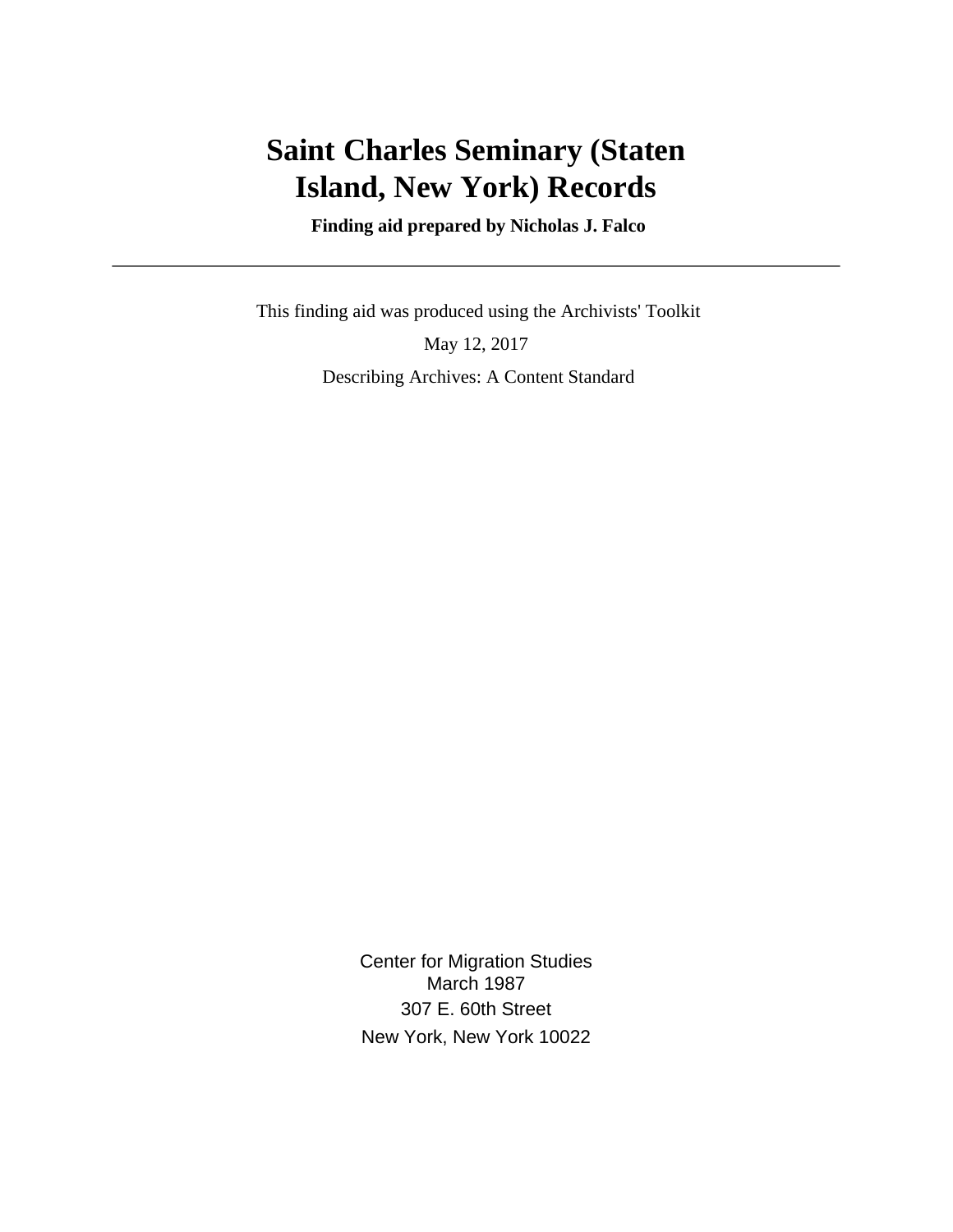# Saint Charles Seminary (Staten Island, New York) Records

**Finding aid prepared by Nicholas J. Falco**

---

This finding aid was produced using the Archivists' Toolkit

May 12, 2017

Describing Archives: A Content Standard

Center for Migration Studies
March 1987
307 E. 60th Street
New York, New York 10022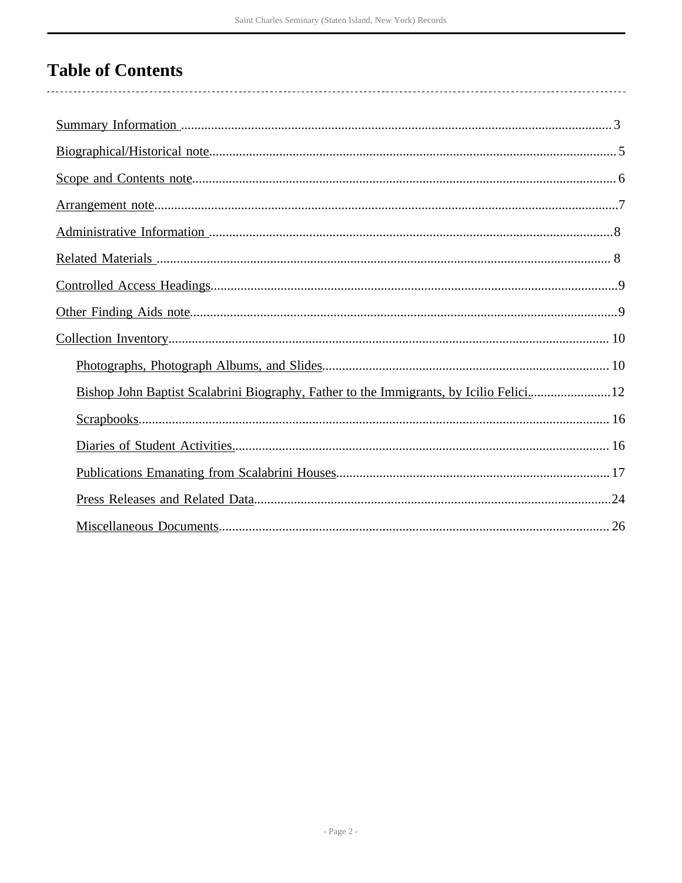# Table of Contents

- Summary Information ........................................................ 3
- Biographical/Historical note ............................................... 5
- Scope and Contents note .................................................... 6
- Arrangement note ........................................................... 7
- Administrative Information ................................................. 8
- Related Materials .......................................................... 8
- Controlled Access Headings ................................................. 9
- Other Finding Aids note .................................................... 9
- Collection Inventory ....................................................... 10
  - Photographs, Photograph Albums, and Slides ................................ 10
  - Bishop John Baptist Scalabrini Biography, Father to the Immigrants, by Icilio Felici ..... 12
  - Scrapbooks ................................................................. 16
  - Diaries of Student Activities .............................................. 16
  - Publications Emanating from Scalabrini Houses ............................. 17
  - Press Releases and Related Data ............................................ 24
  - Miscellaneous Documents .................................................... 26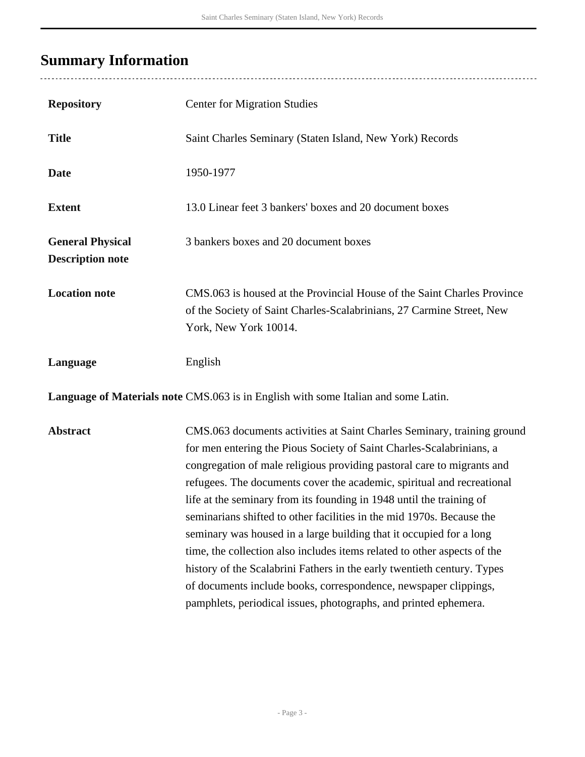## Summary Information

| | |
|---|---|
| **Repository** | Center for Migration Studies |
| **Title** | Saint Charles Seminary (Staten Island, New York) Records |
| **Date** | 1950-1977 |
| **Extent** | 13.0 Linear feet 3 bankers' boxes and 20 document boxes |
| **General Physical Description note** | 3 bankers boxes and 20 document boxes |
| **Location note** | CMS.063 is housed at the Provincial House of the Saint Charles Province of the Society of Saint Charles-Scalabrinians, 27 Carmine Street, New York, New York 10014. |
| **Language** | English |
| **Language of Materials note** | CMS.063 is in English with some Italian and some Latin. |
| **Abstract** | CMS.063 documents activities at Saint Charles Seminary, training ground for men entering the Pious Society of Saint Charles-Scalabrinians, a congregation of male religious providing pastoral care to migrants and refugees. The documents cover the academic, spiritual and recreational life at the seminary from its founding in 1948 until the training of seminarians shifted to other facilities in the mid 1970s. Because the seminary was housed in a large building that it occupied for a long time, the collection also includes items related to other aspects of the history of the Scalabrini Fathers in the early twentieth century. Types of documents include books, correspondence, newspaper clippings, pamphlets, periodical issues, photographs, and printed ephemera. |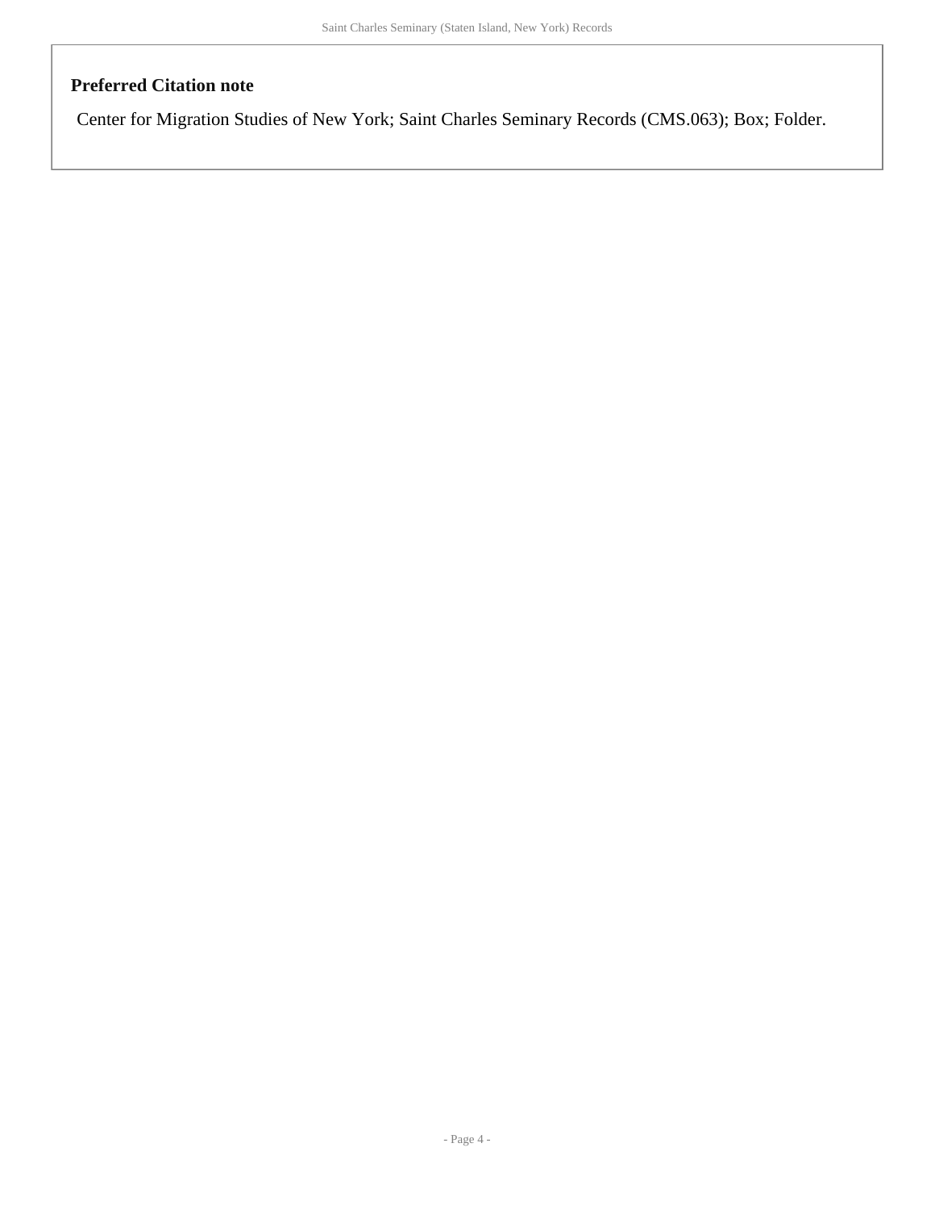### Preferred Citation note

Center for Migration Studies of New York; Saint Charles Seminary Records (CMS.063); Box; Folder.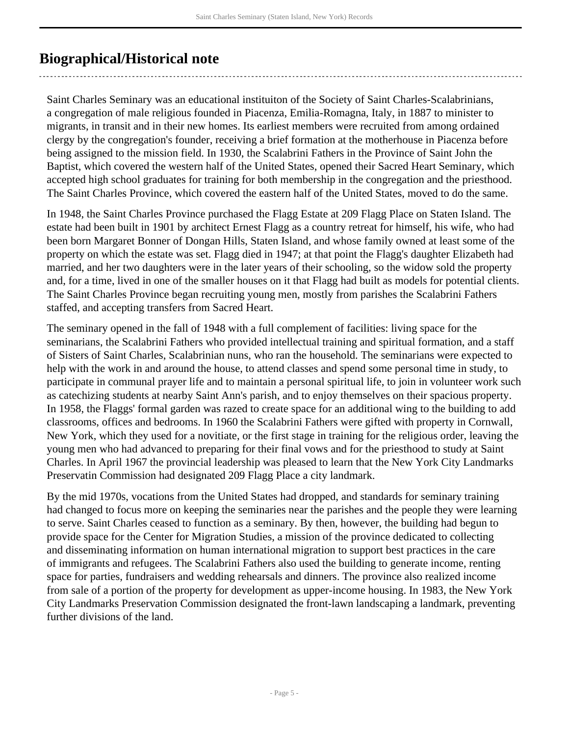## Biographical/Historical note

Saint Charles Seminary was an educational instituiton of the Society of Saint Charles-Scalabrinians, a congregation of male religious founded in Piacenza, Emilia-Romagna, Italy, in 1887 to minister to migrants, in transit and in their new homes. Its earliest members were recruited from among ordained clergy by the congregation's founder, receiving a brief formation at the motherhouse in Piacenza before being assigned to the mission field. In 1930, the Scalabrini Fathers in the Province of Saint John the Baptist, which covered the western half of the United States, opened their Sacred Heart Seminary, which accepted high school graduates for training for both membership in the congregation and the priesthood. The Saint Charles Province, which covered the eastern half of the United States, moved to do the same.

In 1948, the Saint Charles Province purchased the Flagg Estate at 209 Flagg Place on Staten Island. The estate had been built in 1901 by architect Ernest Flagg as a country retreat for himself, his wife, who had been born Margaret Bonner of Dongan Hills, Staten Island, and whose family owned at least some of the property on which the estate was set. Flagg died in 1947; at that point the Flagg's daughter Elizabeth had married, and her two daughters were in the later years of their schooling, so the widow sold the property and, for a time, lived in one of the smaller houses on it that Flagg had built as models for potential clients. The Saint Charles Province began recruiting young men, mostly from parishes the Scalabrini Fathers staffed, and accepting transfers from Sacred Heart.

The seminary opened in the fall of 1948 with a full complement of facilities: living space for the seminarians, the Scalabrini Fathers who provided intellectual training and spiritual formation, and a staff of Sisters of Saint Charles, Scalabrinian nuns, who ran the household. The seminarians were expected to help with the work in and around the house, to attend classes and spend some personal time in study, to participate in communal prayer life and to maintain a personal spiritual life, to join in volunteer work such as catechizing students at nearby Saint Ann's parish, and to enjoy themselves on their spacious property. In 1958, the Flaggs' formal garden was razed to create space for an additional wing to the building to add classrooms, offices and bedrooms. In 1960 the Scalabrini Fathers were gifted with property in Cornwall, New York, which they used for a novitiate, or the first stage in training for the religious order, leaving the young men who had advanced to preparing for their final vows and for the priesthood to study at Saint Charles. In April 1967 the provincial leadership was pleased to learn that the New York City Landmarks Preservatin Commission had designated 209 Flagg Place a city landmark.

By the mid 1970s, vocations from the United States had dropped, and standards for seminary training had changed to focus more on keeping the seminaries near the parishes and the people they were learning to serve. Saint Charles ceased to function as a seminary. By then, however, the building had begun to provide space for the Center for Migration Studies, a mission of the province dedicated to collecting and disseminating information on human international migration to support best practices in the care of immigrants and refugees. The Scalabrini Fathers also used the building to generate income, renting space for parties, fundraisers and wedding rehearsals and dinners. The province also realized income from sale of a portion of the property for development as upper-income housing. In 1983, the New York City Landmarks Preservation Commission designated the front-lawn landscaping a landmark, preventing further divisions of the land.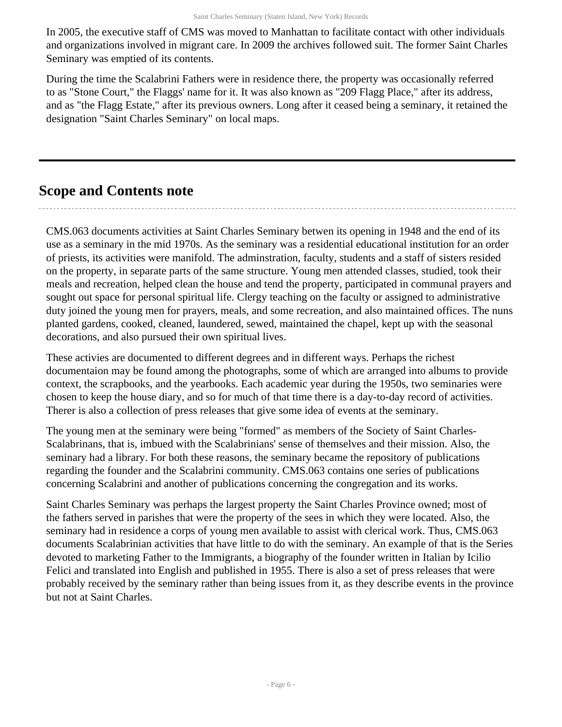In 2005, the executive staff of CMS was moved to Manhattan to facilitate contact with other individuals and organizations involved in migrant care. In 2009 the archives followed suit. The former Saint Charles Seminary was emptied of its contents.

During the time the Scalabrini Fathers were in residence there, the property was occasionally referred to as "Stone Court," the Flaggs' name for it. It was also known as "209 Flagg Place," after its address, and as "the Flagg Estate," after its previous owners. Long after it ceased being a seminary, it retained the designation "Saint Charles Seminary" on local maps.

## Scope and Contents note

CMS.063 documents activities at Saint Charles Seminary betwen its opening in 1948 and the end of its use as a seminary in the mid 1970s. As the seminary was a residential educational institution for an order of priests, its activities were manifold. The adminstration, faculty, students and a staff of sisters resided on the property, in separate parts of the same structure. Young men attended classes, studied, took their meals and recreation, helped clean the house and tend the property, participated in communal prayers and sought out space for personal spiritual life. Clergy teaching on the faculty or assigned to administrative duty joined the young men for prayers, meals, and some recreation, and also maintained offices. The nuns planted gardens, cooked, cleaned, laundered, sewed, maintained the chapel, kept up with the seasonal decorations, and also pursued their own spiritual lives.

These activies are documented to different degrees and in different ways. Perhaps the richest documentaion may be found among the photographs, some of which are arranged into albums to provide context, the scrapbooks, and the yearbooks. Each academic year during the 1950s, two seminaries were chosen to keep the house diary, and so for much of that time there is a day-to-day record of activities. Therer is also a collection of press releases that give some idea of events at the seminary.

The young men at the seminary were being "formed" as members of the Society of Saint Charles-Scalabrinans, that is, imbued with the Scalabrinians' sense of themselves and their mission. Also, the seminary had a library. For both these reasons, the seminary became the repository of publications regarding the founder and the Scalabrini community. CMS.063 contains one series of publications concerning Scalabrini and another of publications concerning the congregation and its works.

Saint Charles Seminary was perhaps the largest property the Saint Charles Province owned; most of the fathers served in parishes that were the property of the sees in which they were located. Also, the seminary had in residence a corps of young men available to assist with clerical work. Thus, CMS.063 documents Scalabrinian activities that have little to do with the seminary. An example of that is the Series devoted to marketing Father to the Immigrants, a biography of the founder written in Italian by Icilio Felici and translated into English and published in 1955. There is also a set of press releases that were probably received by the seminary rather than being issues from it, as they describe events in the province but not at Saint Charles.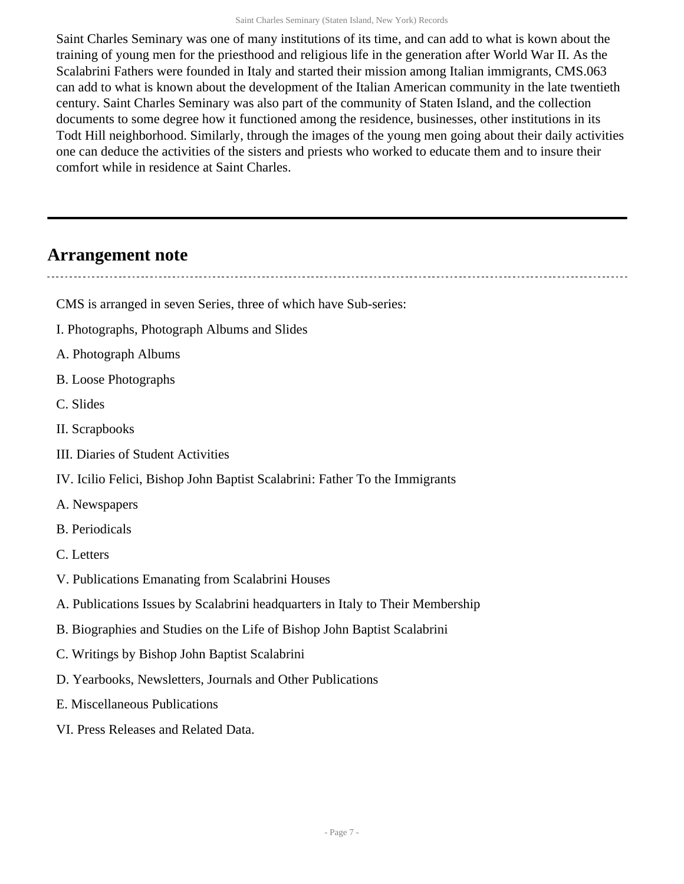Saint Charles Seminary was one of many institutions of its time, and can add to what is kown about the training of young men for the priesthood and religious life in the generation after World War II. As the Scalabrini Fathers were founded in Italy and started their mission among Italian immigrants, CMS.063 can add to what is known about the development of the Italian American community in the late twentieth century. Saint Charles Seminary was also part of the community of Staten Island, and the collection documents to some degree how it functioned among the residence, businesses, other institutions in its Todt Hill neighborhood. Similarly, through the images of the young men going about their daily activities one can deduce the activities of the sisters and priests who worked to educate them and to insure their comfort while in residence at Saint Charles.

## Arrangement note

CMS is arranged in seven Series, three of which have Sub-series:

I. Photographs, Photograph Albums and Slides

A. Photograph Albums

B. Loose Photographs

C. Slides

II. Scrapbooks

III. Diaries of Student Activities

IV. Icilio Felici, Bishop John Baptist Scalabrini: Father To the Immigrants

A. Newspapers

B. Periodicals

C. Letters

V. Publications Emanating from Scalabrini Houses

A. Publications Issues by Scalabrini headquarters in Italy to Their Membership

B. Biographies and Studies on the Life of Bishop John Baptist Scalabrini

C. Writings by Bishop John Baptist Scalabrini

D. Yearbooks, Newsletters, Journals and Other Publications

E. Miscellaneous Publications

VI. Press Releases and Related Data.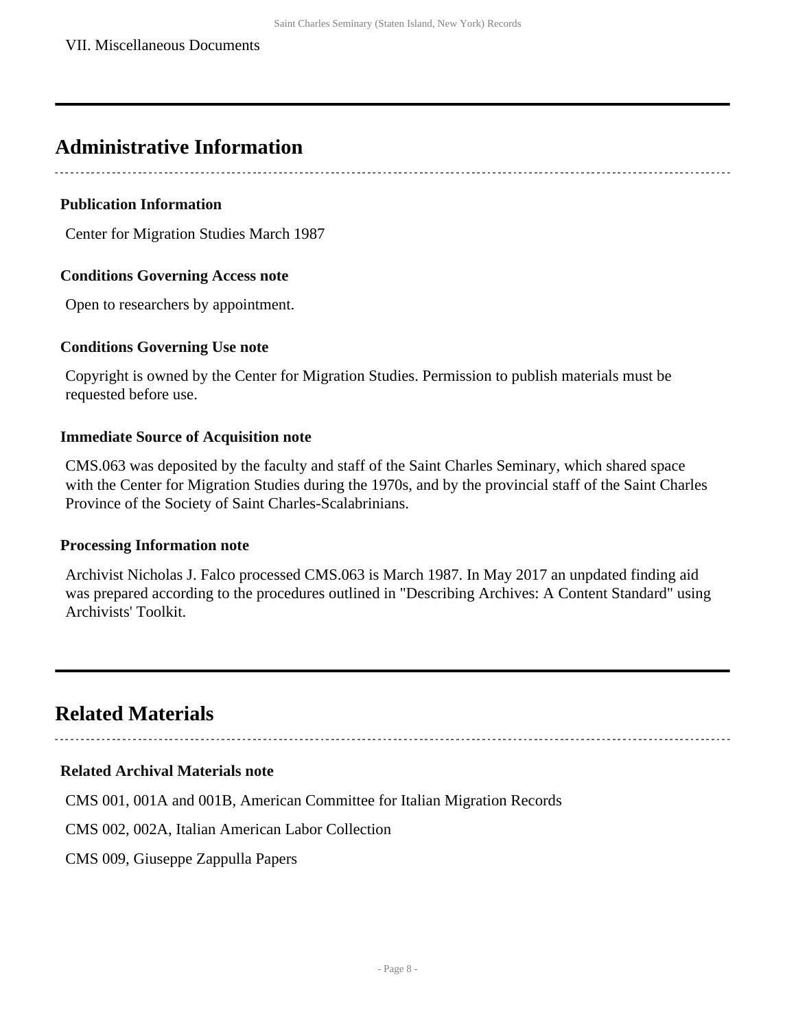VII. Miscellaneous Documents

## Administrative Information

### Publication Information

Center for Migration Studies March 1987

### Conditions Governing Access note

Open to researchers by appointment.

### Conditions Governing Use note

Copyright is owned by the Center for Migration Studies. Permission to publish materials must be requested before use.

### Immediate Source of Acquisition note

CMS.063 was deposited by the faculty and staff of the Saint Charles Seminary, which shared space with the Center for Migration Studies during the 1970s, and by the provincial staff of the Saint Charles Province of the Society of Saint Charles-Scalabrinians.

### Processing Information note

Archivist Nicholas J. Falco processed CMS.063 is March 1987. In May 2017 an unpdated finding aid was prepared according to the procedures outlined in "Describing Archives: A Content Standard" using Archivists' Toolkit.

## Related Materials

### Related Archival Materials note

CMS 001, 001A and 001B, American Committee for Italian Migration Records

CMS 002, 002A, Italian American Labor Collection

CMS 009, Giuseppe Zappulla Papers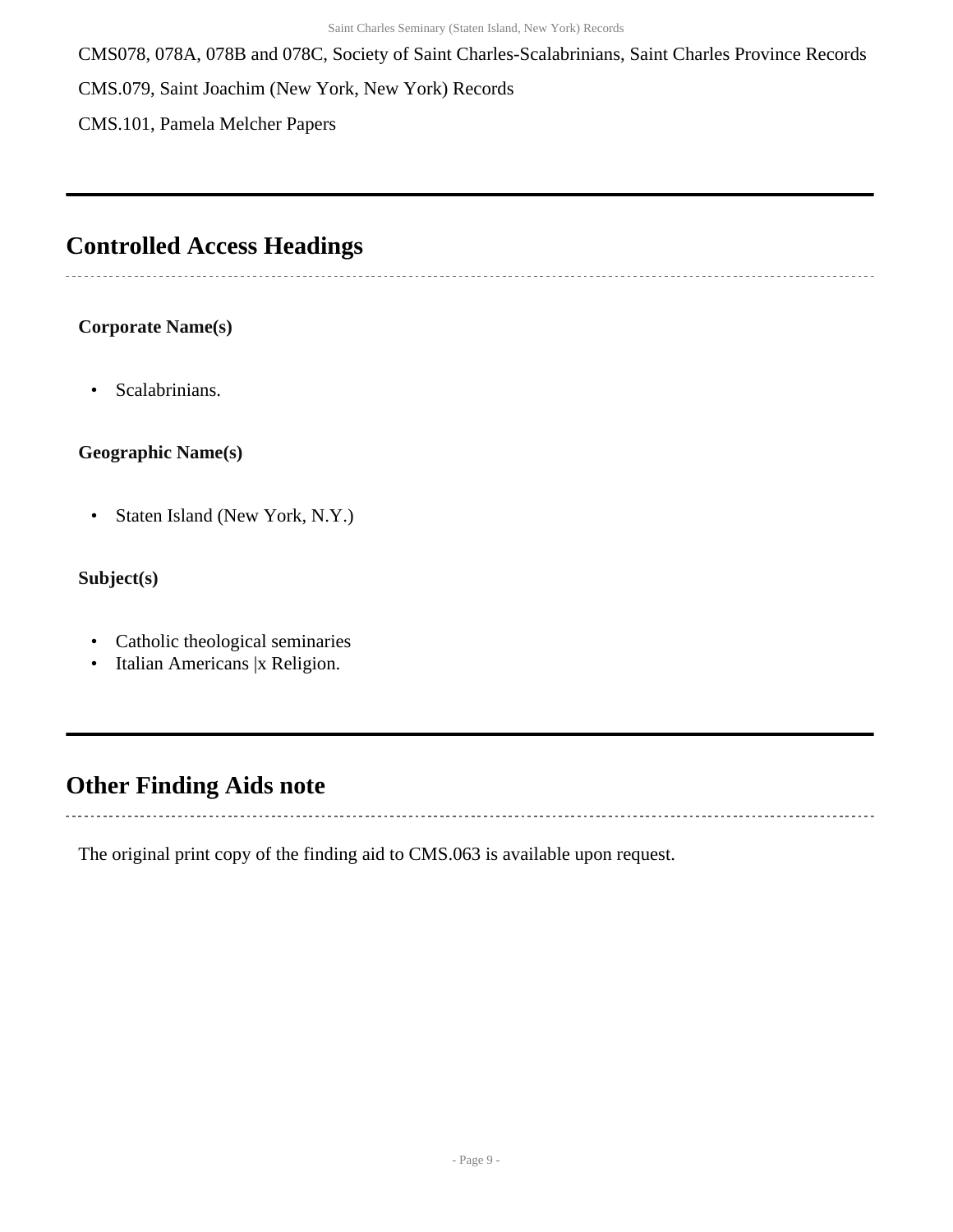CMS078, 078A, 078B and 078C, Society of Saint Charles-Scalabrinians, Saint Charles Province Records

CMS.079, Saint Joachim (New York, New York) Records

CMS.101, Pamela Melcher Papers

## Controlled Access Headings

**Corporate Name(s)**

- Scalabrinians.

**Geographic Name(s)**

- Staten Island (New York, N.Y.)

**Subject(s)**

- Catholic theological seminaries
- Italian Americans |x Religion.

## Other Finding Aids note

The original print copy of the finding aid to CMS.063 is available upon request.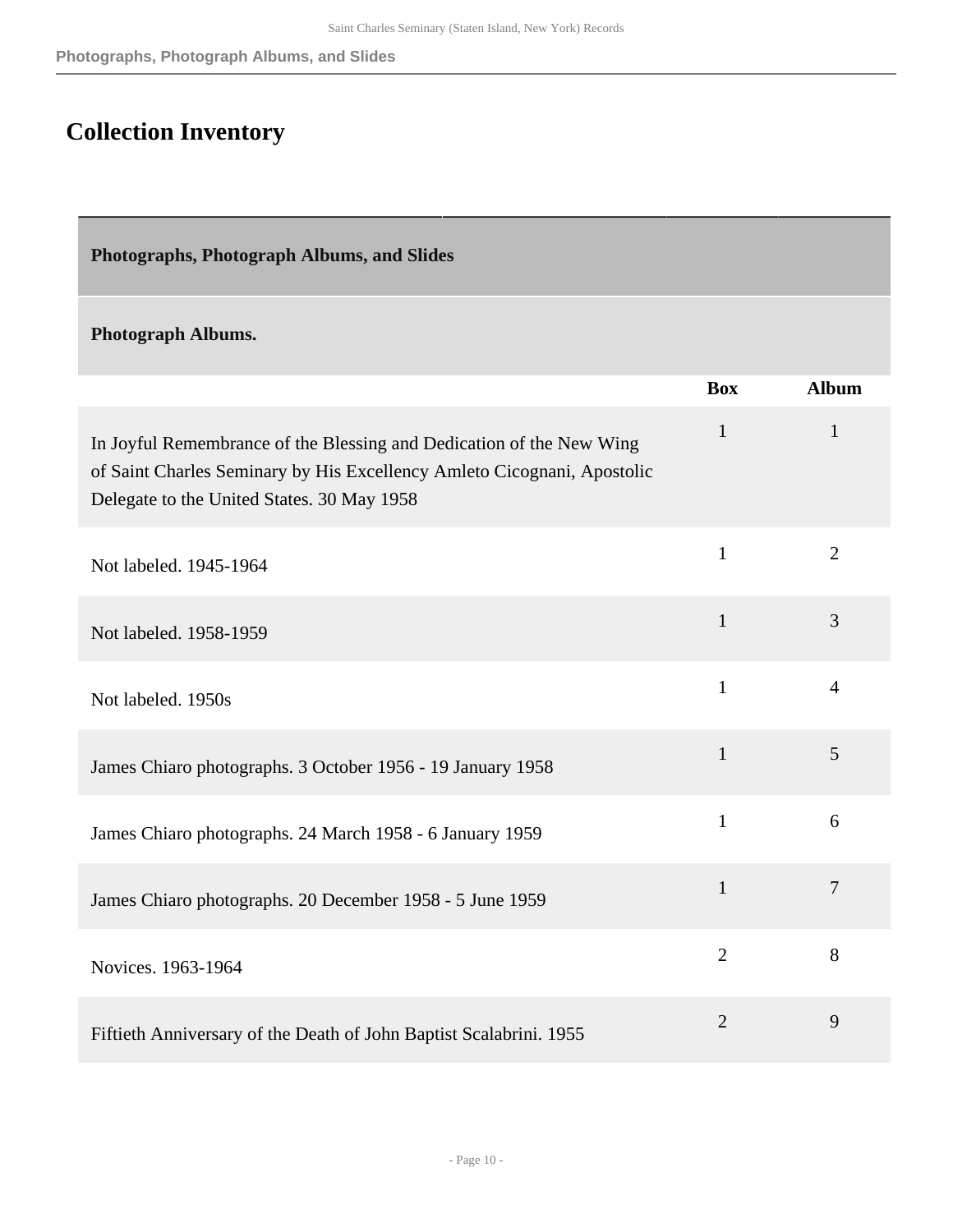## Collection Inventory

### Photographs, Photograph Albums, and Slides

#### Photograph Albums.

| | Box | Album |
|---|---|---|
| In Joyful Remembrance of the Blessing and Dedication of the New Wing of Saint Charles Seminary by His Excellency Amleto Cicognani, Apostolic Delegate to the United States. 30 May 1958 | 1 | 1 |
| Not labeled. 1945-1964 | 1 | 2 |
| Not labeled. 1958-1959 | 1 | 3 |
| Not labeled. 1950s | 1 | 4 |
| James Chiaro photographs. 3 October 1956 - 19 January 1958 | 1 | 5 |
| James Chiaro photographs. 24 March 1958 - 6 January 1959 | 1 | 6 |
| James Chiaro photographs. 20 December 1958 - 5 June 1959 | 1 | 7 |
| Novices. 1963-1964 | 2 | 8 |
| Fiftieth Anniversary of the Death of John Baptist Scalabrini. 1955 | 2 | 9 |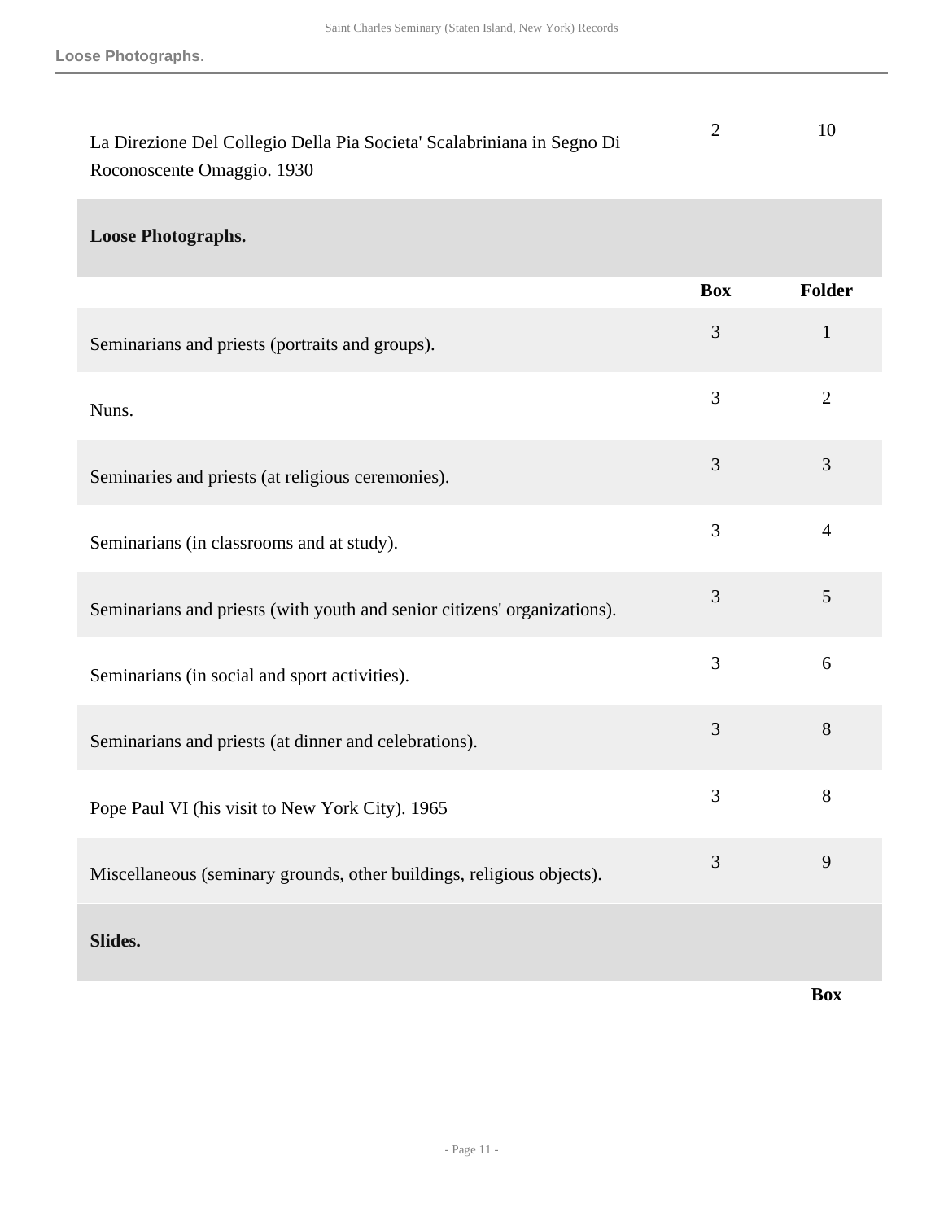| | | |
|---|---|---|
| La Direzione Del Collegio Della Pia Societa' Scalabriniana in Segno Di Roconoscente Omaggio. 1930 | 2 | 10 |

## Loose Photographs.

| | Box | Folder |
|---|---|---|
| Seminarians and priests (portraits and groups). | 3 | 1 |
| Nuns. | 3 | 2 |
| Seminaries and priests (at religious ceremonies). | 3 | 3 |
| Seminarians (in classrooms and at study). | 3 | 4 |
| Seminarians and priests (with youth and senior citizens' organizations). | 3 | 5 |
| Seminarians (in social and sport activities). | 3 | 6 |
| Seminarians and priests (at dinner and celebrations). | 3 | 8 |
| Pope Paul VI (his visit to New York City). 1965 | 3 | 8 |
| Miscellaneous (seminary grounds, other buildings, religious objects). | 3 | 9 |

## Slides.

| | Box |
|---|---|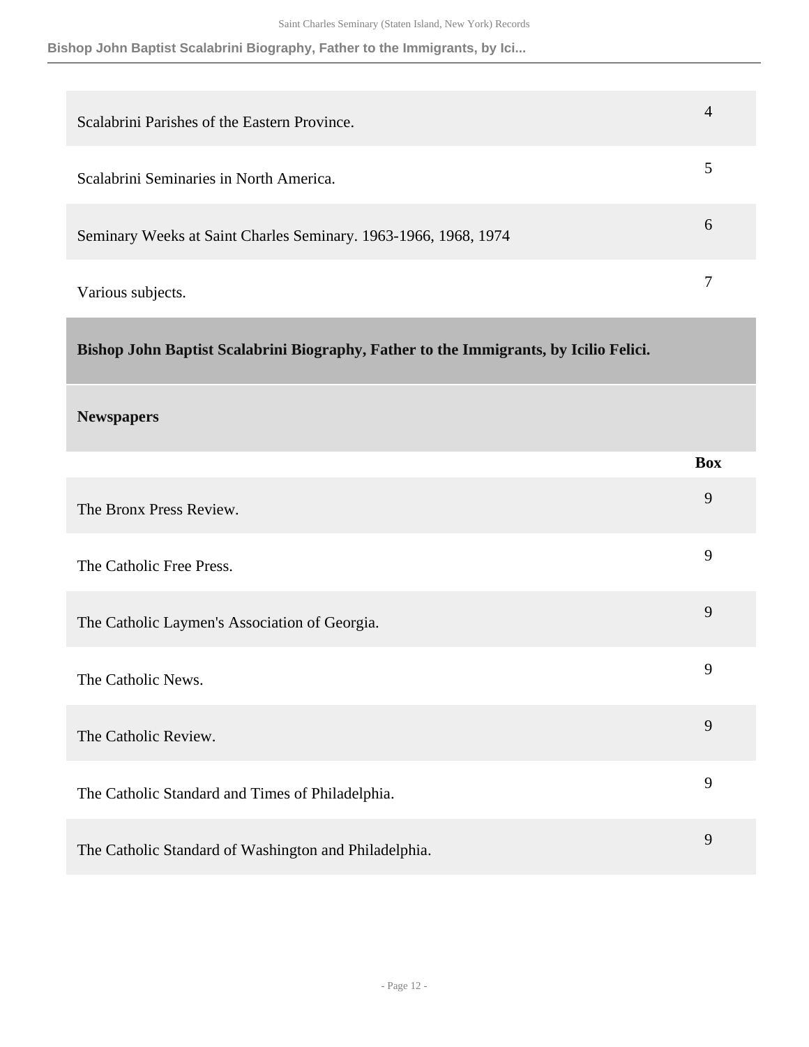| | |
|---|---|
| Scalabrini Parishes of the Eastern Province. | 4 |
| Scalabrini Seminaries in North America. | 5 |
| Seminary Weeks at Saint Charles Seminary. 1963-1966, 1968, 1974 | 6 |
| Various subjects. | 7 |

## Bishop John Baptist Scalabrini Biography, Father to the Immigrants, by Icilio Felici.

### Newspapers

| | Box |
|---|---|
| The Bronx Press Review. | 9 |
| The Catholic Free Press. | 9 |
| The Catholic Laymen's Association of Georgia. | 9 |
| The Catholic News. | 9 |
| The Catholic Review. | 9 |
| The Catholic Standard and Times of Philadelphia. | 9 |
| The Catholic Standard of Washington and Philadelphia. | 9 |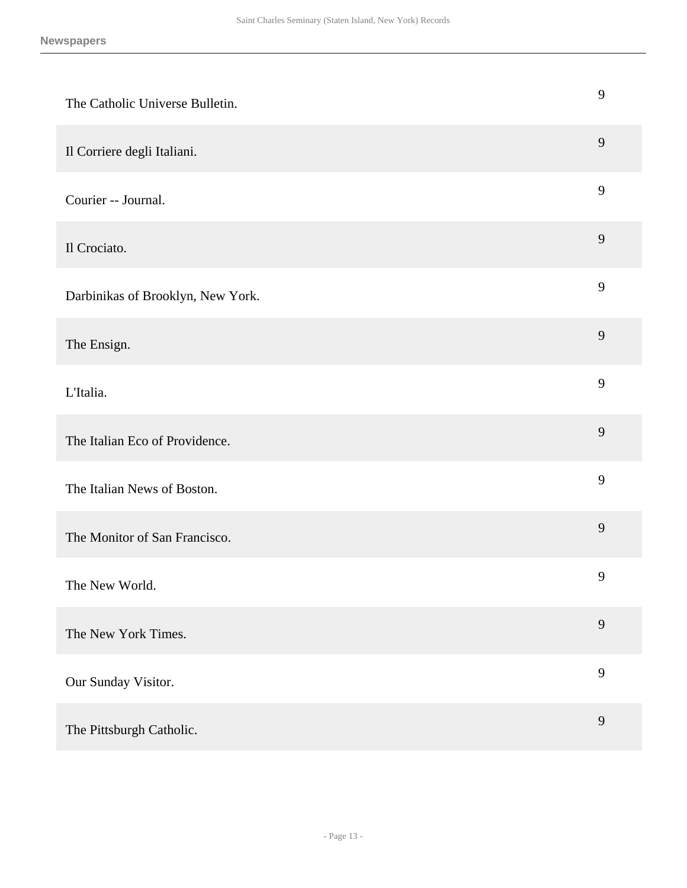| | |
|---|---|
| The Catholic Universe Bulletin. | 9 |
| Il Corriere degli Italiani. | 9 |
| Courier -- Journal. | 9 |
| Il Crociato. | 9 |
| Darbinikas of Brooklyn, New York. | 9 |
| The Ensign. | 9 |
| L'Italia. | 9 |
| The Italian Eco of Providence. | 9 |
| The Italian News of Boston. | 9 |
| The Monitor of San Francisco. | 9 |
| The New World. | 9 |
| The New York Times. | 9 |
| Our Sunday Visitor. | 9 |
| The Pittsburgh Catholic. | 9 |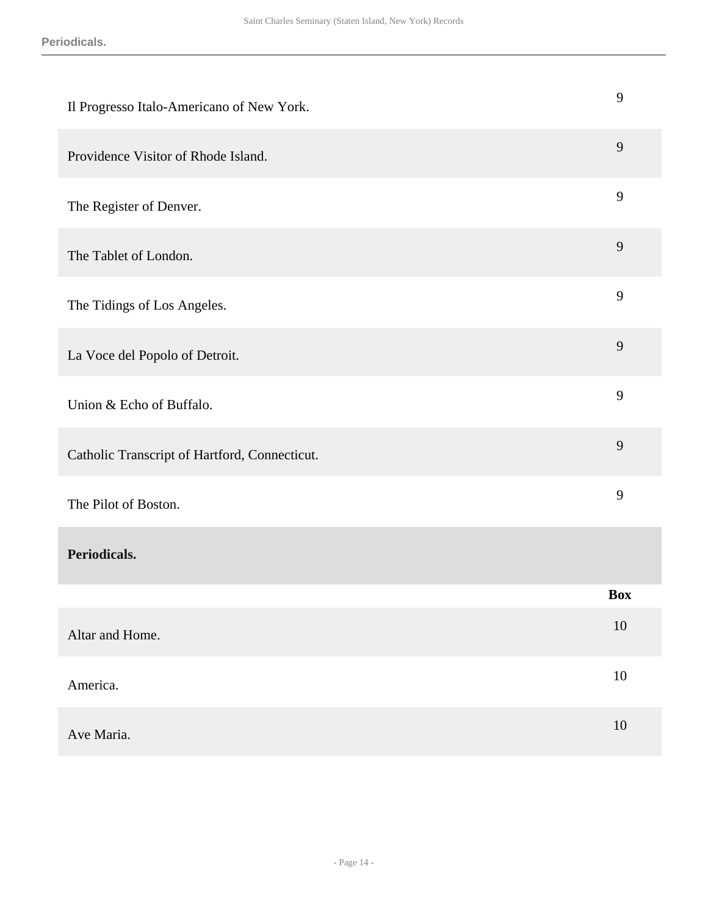| | |
|---|---|
| Il Progresso Italo-Americano of New York. | 9 |
| Providence Visitor of Rhode Island. | 9 |
| The Register of Denver. | 9 |
| The Tablet of London. | 9 |
| The Tidings of Los Angeles. | 9 |
| La Voce del Popolo of Detroit. | 9 |
| Union & Echo of Buffalo. | 9 |
| Catholic Transcript of Hartford, Connecticut. | 9 |
| The Pilot of Boston. | 9 |

### Periodicals.

| | Box |
|---|---|
| Altar and Home. | 10 |
| America. | 10 |
| Ave Maria. | 10 |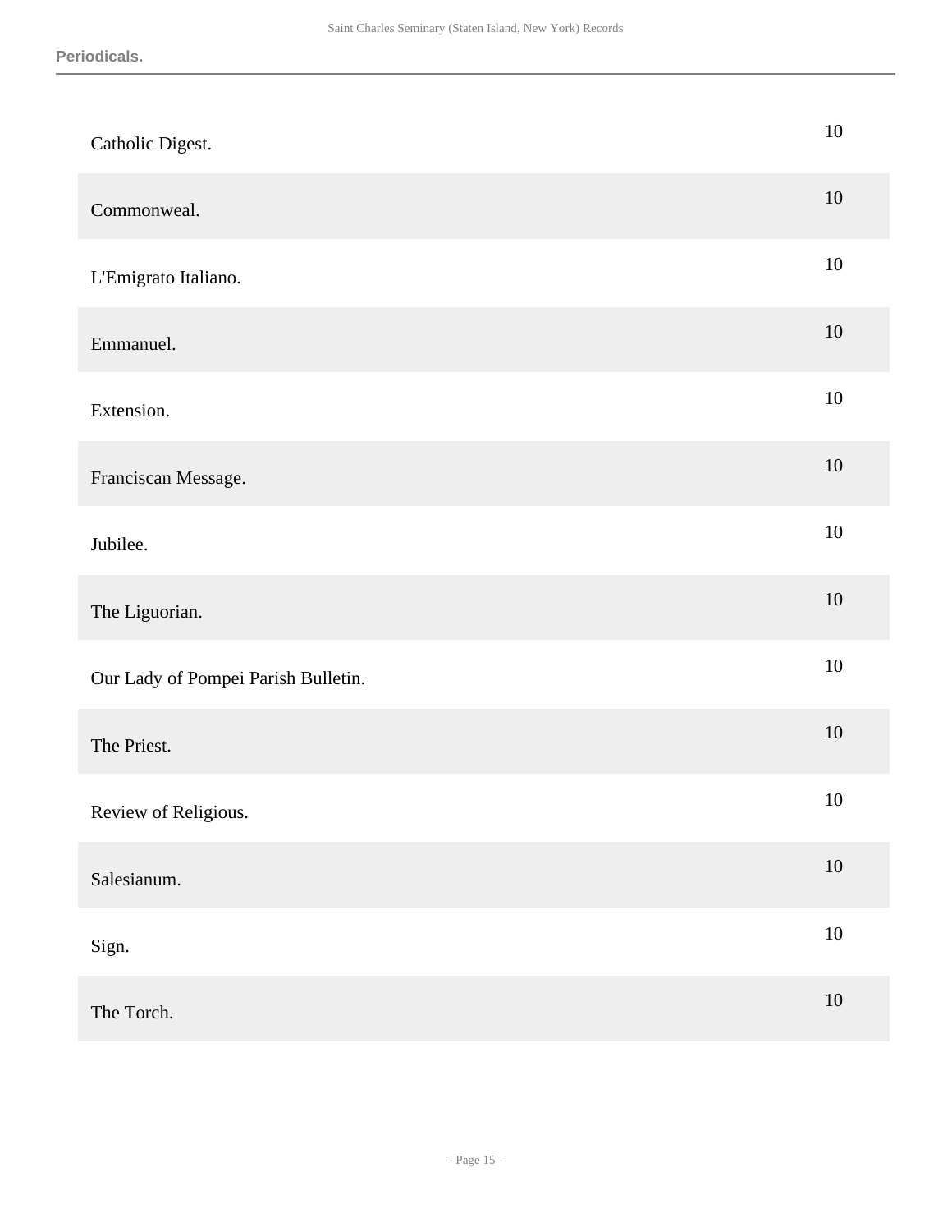| | |
|---|---|
| Catholic Digest. | 10 |
| Commonweal. | 10 |
| L'Emigrato Italiano. | 10 |
| Emmanuel. | 10 |
| Extension. | 10 |
| Franciscan Message. | 10 |
| Jubilee. | 10 |
| The Liguorian. | 10 |
| Our Lady of Pompei Parish Bulletin. | 10 |
| The Priest. | 10 |
| Review of Religious. | 10 |
| Salesianum. | 10 |
| Sign. | 10 |
| The Torch. | 10 |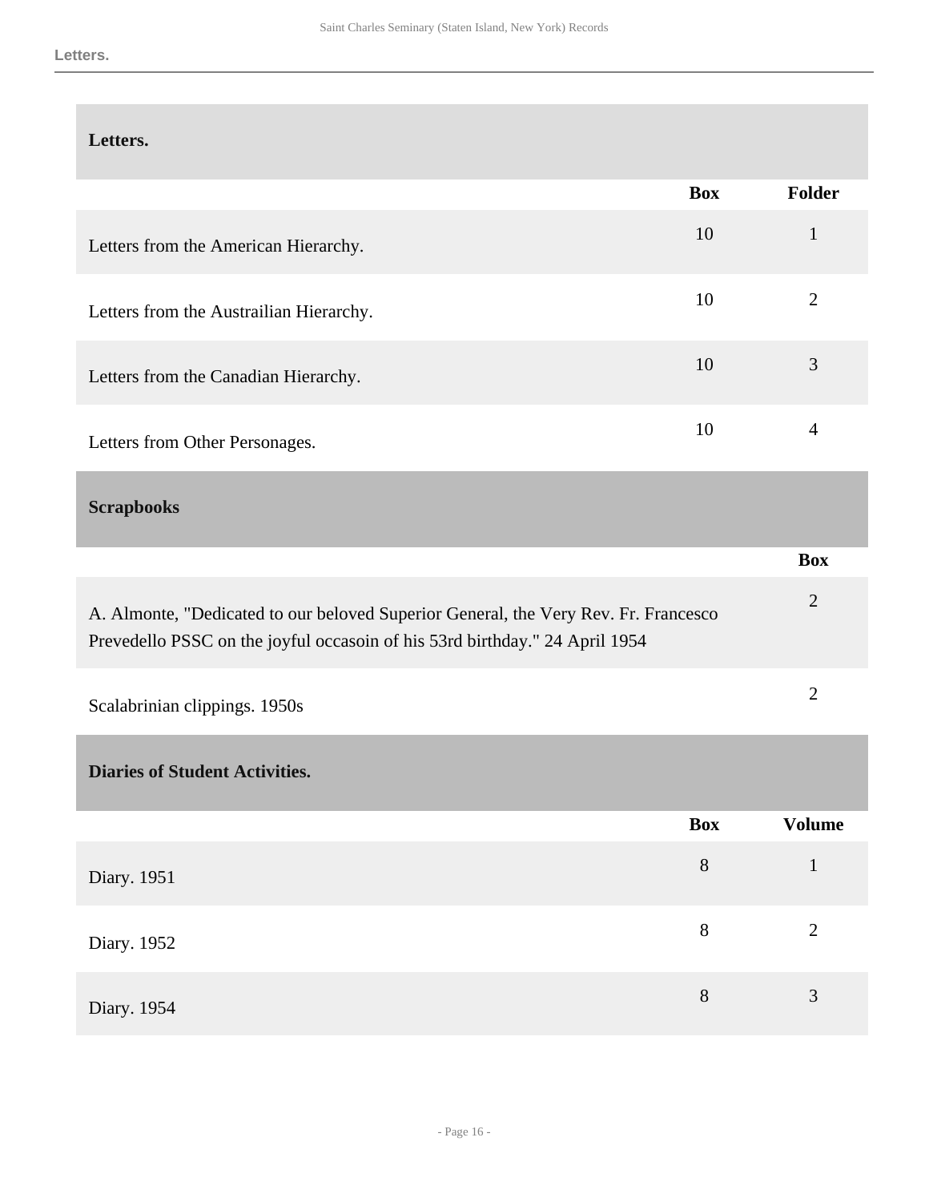## Letters.

| | Box | Folder |
|---|---|---|
| Letters from the American Hierarchy. | 10 | 1 |
| Letters from the Austrailian Hierarchy. | 10 | 2 |
| Letters from the Canadian Hierarchy. | 10 | 3 |
| Letters from Other Personages. | 10 | 4 |

## Scrapbooks

| | Box |
|---|---|
| A. Almonte, "Dedicated to our beloved Superior General, the Very Rev. Fr. Francesco Prevedello PSSC on the joyful occasoin of his 53rd birthday." 24 April 1954 | 2 |
| Scalabrinian clippings. 1950s | 2 |

## Diaries of Student Activities.

| | Box | Volume |
|---|---|---|
| Diary. 1951 | 8 | 1 |
| Diary. 1952 | 8 | 2 |
| Diary. 1954 | 8 | 3 |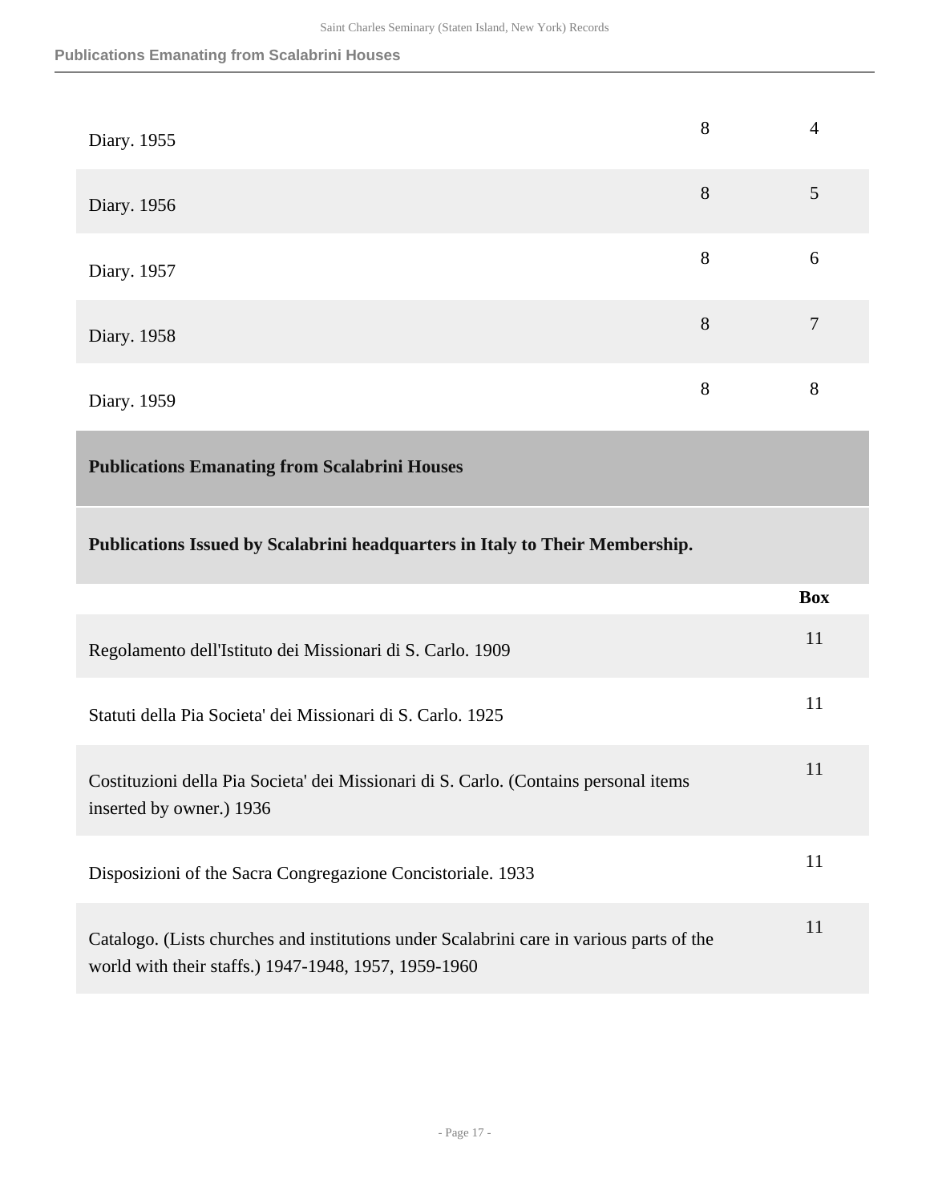| | | |
|---|---|---|
| Diary. 1955 | 8 | 4 |
| Diary. 1956 | 8 | 5 |
| Diary. 1957 | 8 | 6 |
| Diary. 1958 | 8 | 7 |
| Diary. 1959 | 8 | 8 |

## Publications Emanating from Scalabrini Houses

### Publications Issued by Scalabrini headquarters in Italy to Their Membership.

| | Box |
|---|---|
| Regolamento dell'Istituto dei Missionari di S. Carlo. 1909 | 11 |
| Statuti della Pia Societa' dei Missionari di S. Carlo. 1925 | 11 |
| Costituzioni della Pia Societa' dei Missionari di S. Carlo. (Contains personal items inserted by owner.) 1936 | 11 |
| Disposizioni of the Sacra Congregazione Concistoriale. 1933 | 11 |
| Catalogo. (Lists churches and institutions under Scalabrini care in various parts of the world with their staffs.) 1947-1948, 1957, 1959-1960 | 11 |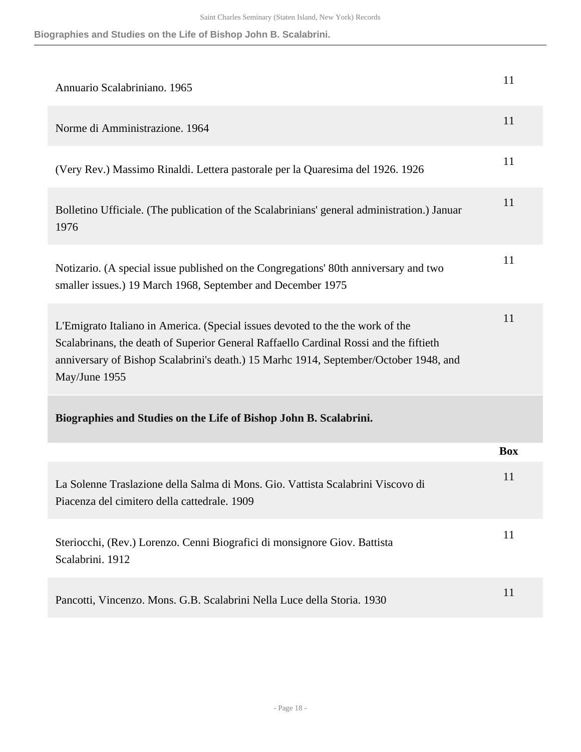| | |
|---|---|
| Annuario Scalabriniano. 1965 | 11 |
| Norme di Amministrazione. 1964 | 11 |
| (Very Rev.) Massimo Rinaldi. Lettera pastorale per la Quaresima del 1926. 1926 | 11 |
| Bolletino Ufficiale. (The publication of the Scalabrinians' general administration.) Januar 1976 | 11 |
| Notizario. (A special issue published on the Congregations' 80th anniversary and two smaller issues.) 19 March 1968, September and December 1975 | 11 |
| L'Emigrato Italiano in America. (Special issues devoted to the the work of the Scalabrinans, the death of Superior General Raffaello Cardinal Rossi and the fiftieth anniversary of Bishop Scalabrini's death.) 15 Marhc 1914, September/October 1948, and May/June 1955 | 11 |

## Biographies and Studies on the Life of Bishop John B. Scalabrini.

| | Box |
|---|---|
| La Solenne Traslazione della Salma di Mons. Gio. Vattista Scalabrini Viscovo di Piacenza del cimitero della cattedrale. 1909 | 11 |
| Steriocchi, (Rev.) Lorenzo. Cenni Biografici di monsignore Giov. Battista Scalabrini. 1912 | 11 |
| Pancotti, Vincenzo. Mons. G.B. Scalabrini Nella Luce della Storia. 1930 | 11 |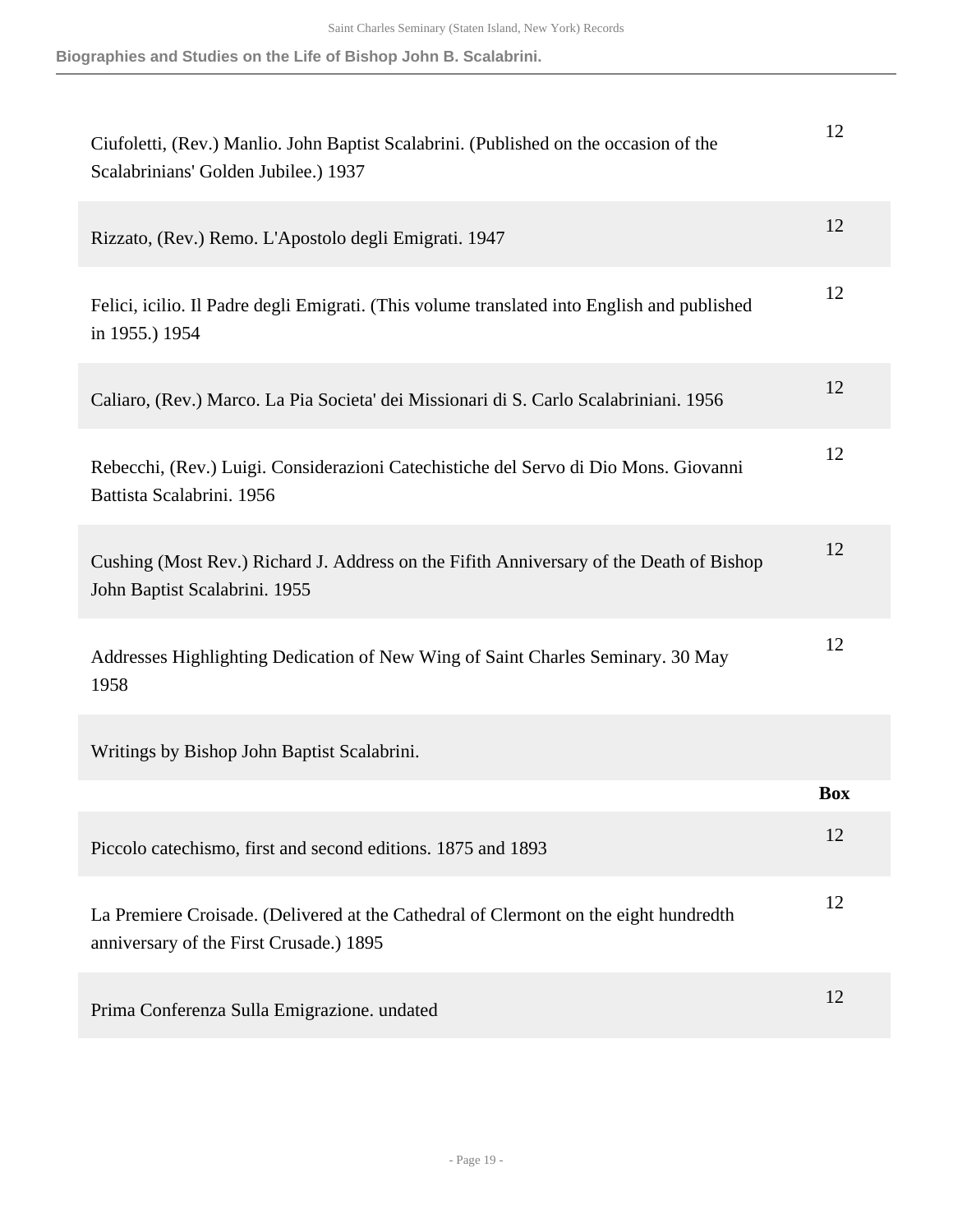| | |
|---|---|
| Ciufoletti, (Rev.) Manlio. John Baptist Scalabrini. (Published on the occasion of the Scalabrinians' Golden Jubilee.) 1937 | 12 |
| Rizzato, (Rev.) Remo. L'Apostolo degli Emigrati. 1947 | 12 |
| Felici, icilio. Il Padre degli Emigrati. (This volume translated into English and published in 1955.) 1954 | 12 |
| Caliaro, (Rev.) Marco. La Pia Societa' dei Missionari di S. Carlo Scalabriniani. 1956 | 12 |
| Rebecchi, (Rev.) Luigi. Considerazioni Catechistiche del Servo di Dio Mons. Giovanni Battista Scalabrini. 1956 | 12 |
| Cushing (Most Rev.) Richard J. Address on the Fifith Anniversary of the Death of Bishop John Baptist Scalabrini. 1955 | 12 |
| Addresses Highlighting Dedication of New Wing of Saint Charles Seminary. 30 May 1958 | 12 |

Writings by Bishop John Baptist Scalabrini.

| | Box |
|---|---|
| Piccolo catechismo, first and second editions. 1875 and 1893 | 12 |
| La Premiere Croisade. (Delivered at the Cathedral of Clermont on the eight hundredth anniversary of the First Crusade.) 1895 | 12 |
| Prima Conferenza Sulla Emigrazione. undated | 12 |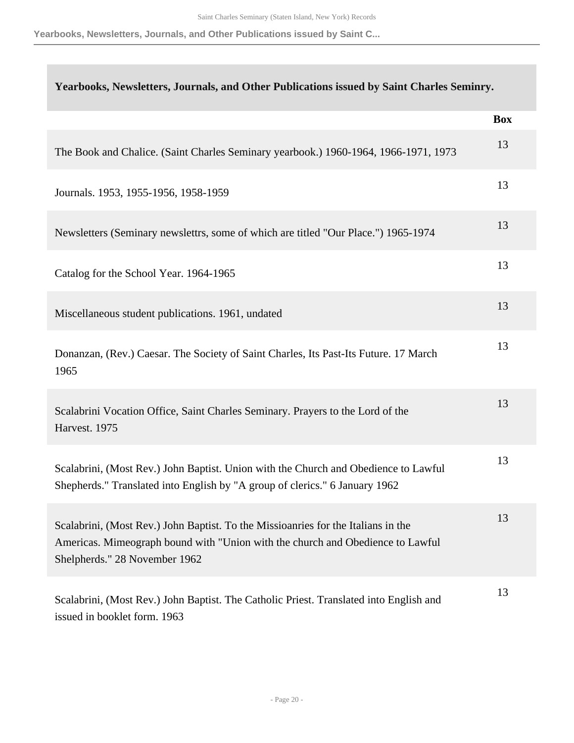## Yearbooks, Newsletters, Journals, and Other Publications issued by Saint Charles Seminry.

| | Box |
|---|---|
| The Book and Chalice. (Saint Charles Seminary yearbook.) 1960-1964, 1966-1971, 1973 | 13 |
| Journals. 1953, 1955-1956, 1958-1959 | 13 |
| Newsletters (Seminary newslettrs, some of which are titled "Our Place.") 1965-1974 | 13 |
| Catalog for the School Year. 1964-1965 | 13 |
| Miscellaneous student publications. 1961, undated | 13 |
| Donanzan, (Rev.) Caesar. The Society of Saint Charles, Its Past-Its Future. 17 March 1965 | 13 |
| Scalabrini Vocation Office, Saint Charles Seminary. Prayers to the Lord of the Harvest. 1975 | 13 |
| Scalabrini, (Most Rev.) John Baptist. Union with the Church and Obedience to Lawful Shepherds." Translated into English by "A group of clerics." 6 January 1962 | 13 |
| Scalabrini, (Most Rev.) John Baptist. To the Missioanries for the Italians in the Americas. Mimeograph bound with "Union with the church and Obedience to Lawful Shelpherds." 28 November 1962 | 13 |
| Scalabrini, (Most Rev.) John Baptist. The Catholic Priest. Translated into English and issued in booklet form. 1963 | 13 |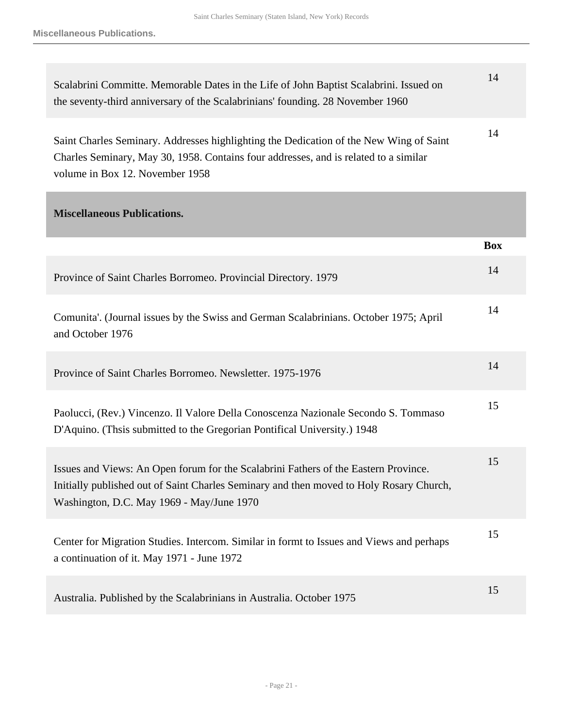| | Box |
|---|---|
| Scalabrini Committe. Memorable Dates in the Life of John Baptist Scalabrini. Issued on the seventy-third anniversary of the Scalabrinians' founding. 28 November 1960 | 14 |
| Saint Charles Seminary. Addresses highlighting the Dedication of the New Wing of Saint Charles Seminary, May 30, 1958. Contains four addresses, and is related to a similar volume in Box 12. November 1958 | 14 |

### Miscellaneous Publications.

| | Box |
|---|---|
| Province of Saint Charles Borromeo. Provincial Directory. 1979 | 14 |
| Comunita'. (Journal issues by the Swiss and German Scalabrinians. October 1975; April and October 1976 | 14 |
| Province of Saint Charles Borromeo. Newsletter. 1975-1976 | 14 |
| Paolucci, (Rev.) Vincenzo. Il Valore Della Conoscenza Nazionale Secondo S. Tommaso D'Aquino. (Thsis submitted to the Gregorian Pontifical University.) 1948 | 15 |
| Issues and Views: An Open forum for the Scalabrini Fathers of the Eastern Province. Initially published out of Saint Charles Seminary and then moved to Holy Rosary Church, Washington, D.C. May 1969 - May/June 1970 | 15 |
| Center for Migration Studies. Intercom. Similar in formt to Issues and Views and perhaps a continuation of it. May 1971 - June 1972 | 15 |
| Australia. Published by the Scalabrinians in Australia. October 1975 | 15 |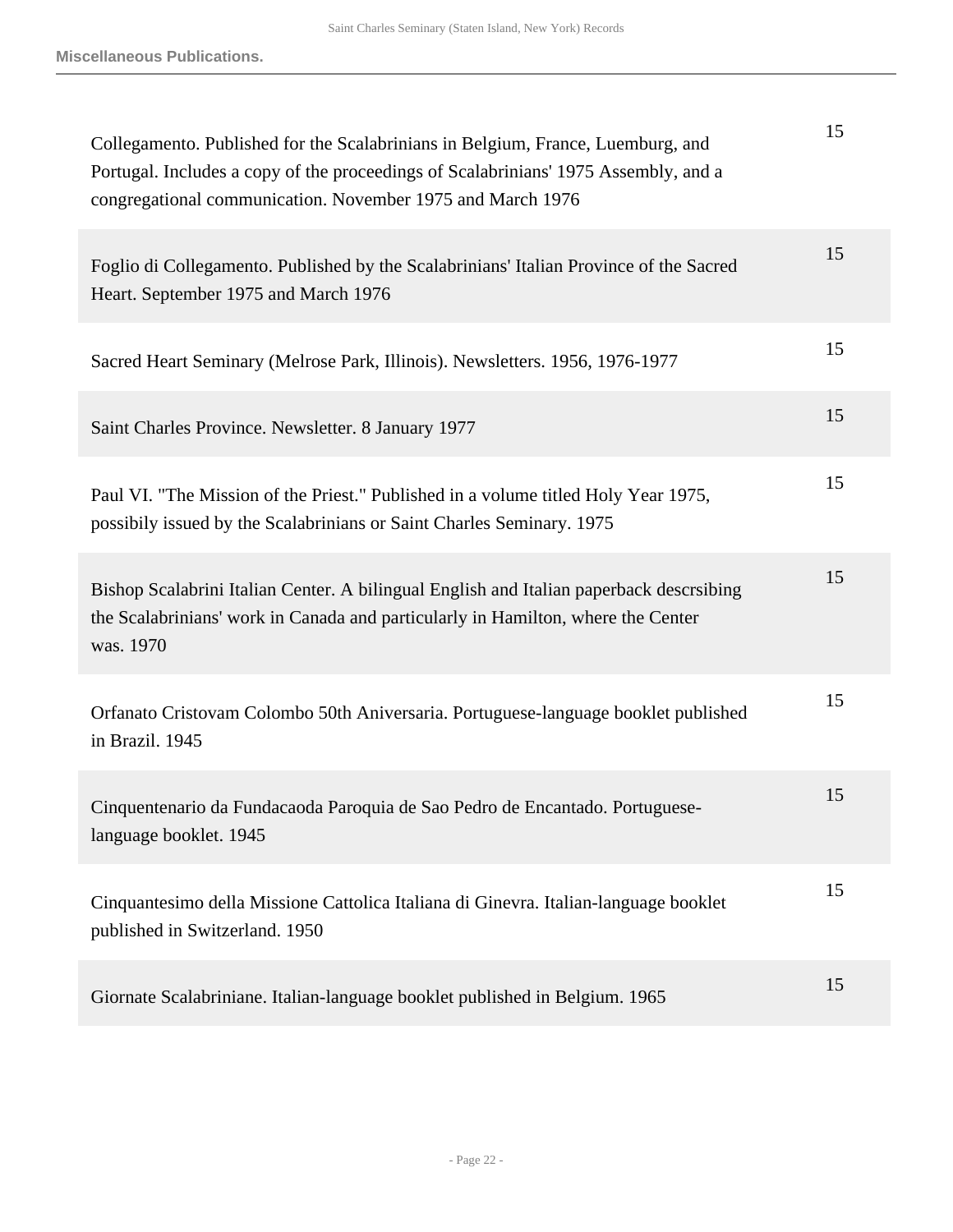**Miscellaneous Publications.**

| | |
|---|---|
| Collegamento. Published for the Scalabrinians in Belgium, France, Luemburg, and Portugal. Includes a copy of the proceedings of Scalabrinians' 1975 Assembly, and a congregational communication. November 1975 and March 1976 | 15 |
| Foglio di Collegamento. Published by the Scalabrinians' Italian Province of the Sacred Heart. September 1975 and March 1976 | 15 |
| Sacred Heart Seminary (Melrose Park, Illinois). Newsletters. 1956, 1976-1977 | 15 |
| Saint Charles Province. Newsletter. 8 January 1977 | 15 |
| Paul VI. "The Mission of the Priest." Published in a volume titled Holy Year 1975, possibily issued by the Scalabrinians or Saint Charles Seminary. 1975 | 15 |
| Bishop Scalabrini Italian Center. A bilingual English and Italian paperback descrsibing the Scalabrinians' work in Canada and particularly in Hamilton, where the Center was. 1970 | 15 |
| Orfanato Cristovam Colombo 50th Aniversaria. Portuguese-language booklet published in Brazil. 1945 | 15 |
| Cinquentenario da Fundacaoda Paroquia de Sao Pedro de Encantado. Portuguese-language booklet. 1945 | 15 |
| Cinquantesimo della Missione Cattolica Italiana di Ginevra. Italian-language booklet published in Switzerland. 1950 | 15 |
| Giornate Scalabriniane. Italian-language booklet published in Belgium. 1965 | 15 |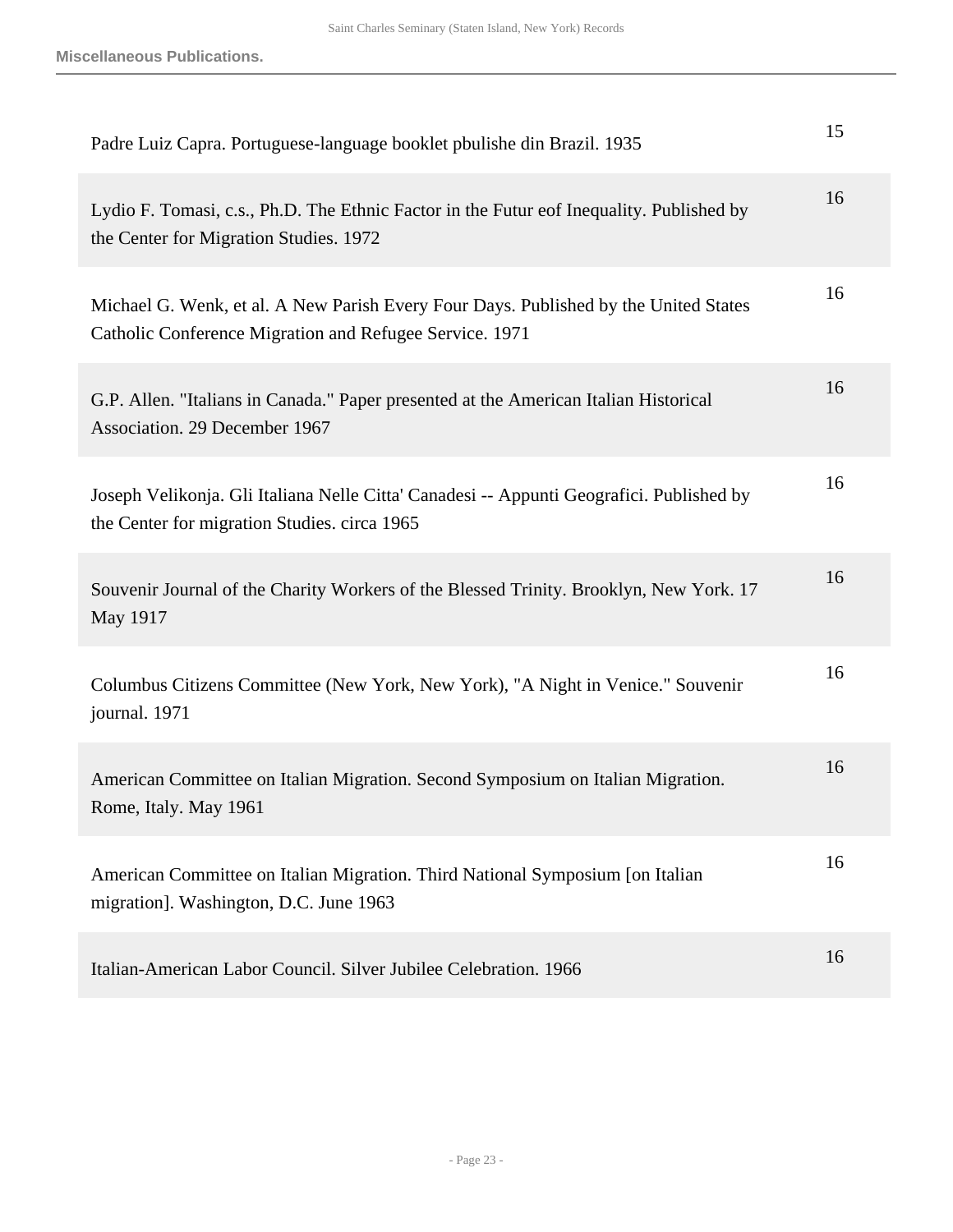**Miscellaneous Publications.**

| | |
|---|---|
| Padre Luiz Capra. Portuguese-language booklet pbulishe din Brazil. 1935 | 15 |
| Lydio F. Tomasi, c.s., Ph.D. The Ethnic Factor in the Futur eof Inequality. Published by the Center for Migration Studies. 1972 | 16 |
| Michael G. Wenk, et al. A New Parish Every Four Days. Published by the United States Catholic Conference Migration and Refugee Service. 1971 | 16 |
| G.P. Allen. "Italians in Canada." Paper presented at the American Italian Historical Association. 29 December 1967 | 16 |
| Joseph Velikonja. Gli Italiana Nelle Citta' Canadesi -- Appunti Geografici. Published by the Center for migration Studies. circa 1965 | 16 |
| Souvenir Journal of the Charity Workers of the Blessed Trinity. Brooklyn, New York. 17 May 1917 | 16 |
| Columbus Citizens Committee (New York, New York), "A Night in Venice." Souvenir journal. 1971 | 16 |
| American Committee on Italian Migration. Second Symposium on Italian Migration. Rome, Italy. May 1961 | 16 |
| American Committee on Italian Migration. Third National Symposium [on Italian migration]. Washington, D.C. June 1963 | 16 |
| Italian-American Labor Council. Silver Jubilee Celebration. 1966 | 16 |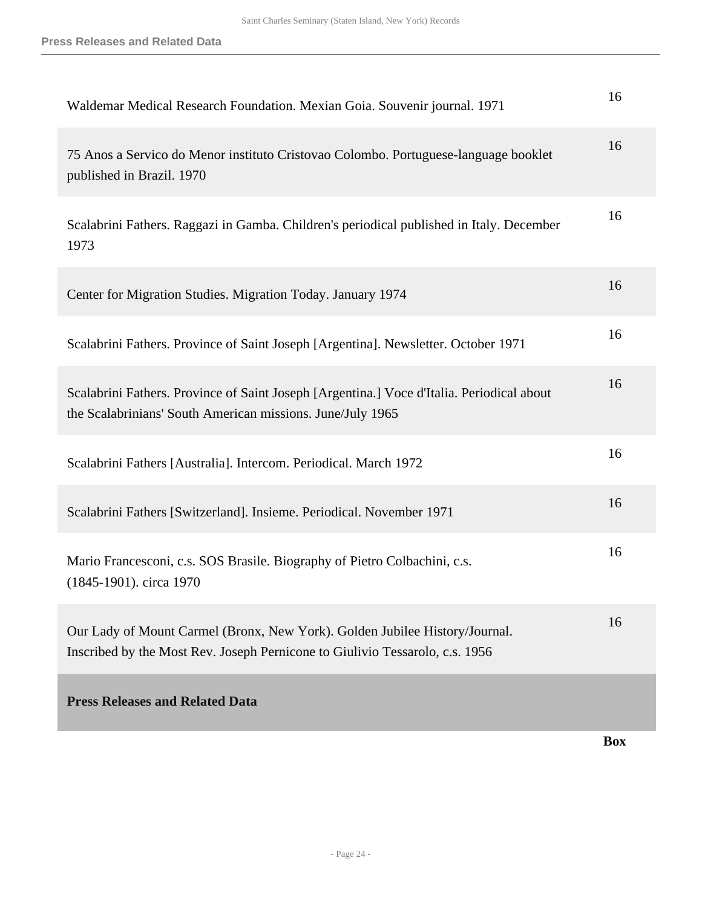| | |
|---|---|
| Waldemar Medical Research Foundation. Mexian Goia. Souvenir journal. 1971 | 16 |
| 75 Anos a Servico do Menor instituto Cristovao Colombo. Portuguese-language booklet published in Brazil. 1970 | 16 |
| Scalabrini Fathers. Raggazi in Gamba. Children's periodical published in Italy. December 1973 | 16 |
| Center for Migration Studies. Migration Today. January 1974 | 16 |
| Scalabrini Fathers. Province of Saint Joseph [Argentina]. Newsletter. October 1971 | 16 |
| Scalabrini Fathers. Province of Saint Joseph [Argentina.] Voce d'Italia. Periodical about the Scalabrinians' South American missions. June/July 1965 | 16 |
| Scalabrini Fathers [Australia]. Intercom. Periodical. March 1972 | 16 |
| Scalabrini Fathers [Switzerland]. Insieme. Periodical. November 1971 | 16 |
| Mario Francesconi, c.s. SOS Brasile. Biography of Pietro Colbachini, c.s. (1845-1901). circa 1970 | 16 |
| Our Lady of Mount Carmel (Bronx, New York). Golden Jubilee History/Journal. Inscribed by the Most Rev. Joseph Pernicone to Giulivio Tessarolo, c.s. 1956 | 16 |

## Press Releases and Related Data

| | Box |
|---|---|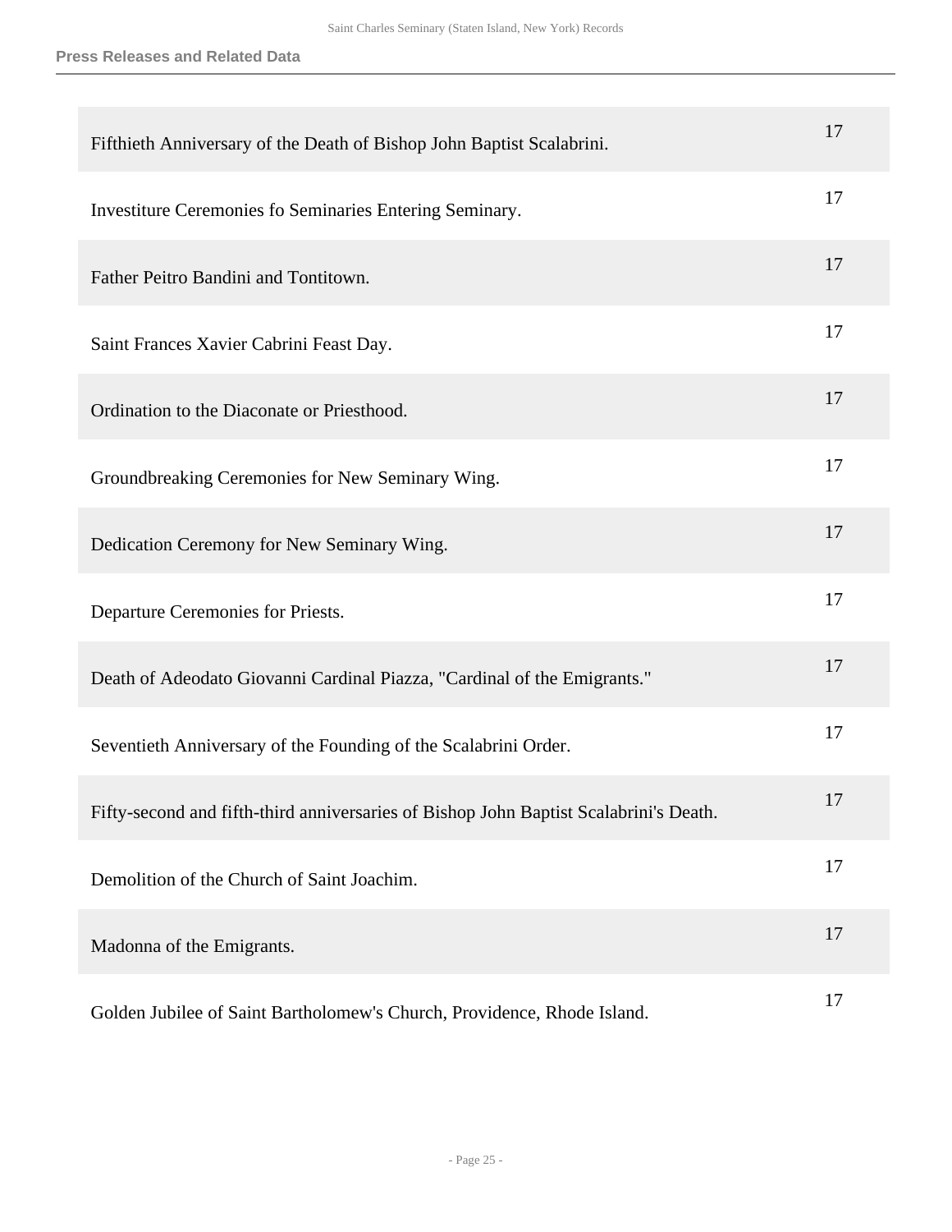| | |
|---|---|
| Fifthieth Anniversary of the Death of Bishop John Baptist Scalabrini. | 17 |
| Investiture Ceremonies fo Seminaries Entering Seminary. | 17 |
| Father Peitro Bandini and Tontitown. | 17 |
| Saint Frances Xavier Cabrini Feast Day. | 17 |
| Ordination to the Diaconate or Priesthood. | 17 |
| Groundbreaking Ceremonies for New Seminary Wing. | 17 |
| Dedication Ceremony for New Seminary Wing. | 17 |
| Departure Ceremonies for Priests. | 17 |
| Death of Adeodato Giovanni Cardinal Piazza, "Cardinal of the Emigrants." | 17 |
| Seventieth Anniversary of the Founding of the Scalabrini Order. | 17 |
| Fifty-second and fifth-third anniversaries of Bishop John Baptist Scalabrini's Death. | 17 |
| Demolition of the Church of Saint Joachim. | 17 |
| Madonna of the Emigrants. | 17 |
| Golden Jubilee of Saint Bartholomew's Church, Providence, Rhode Island. | 17 |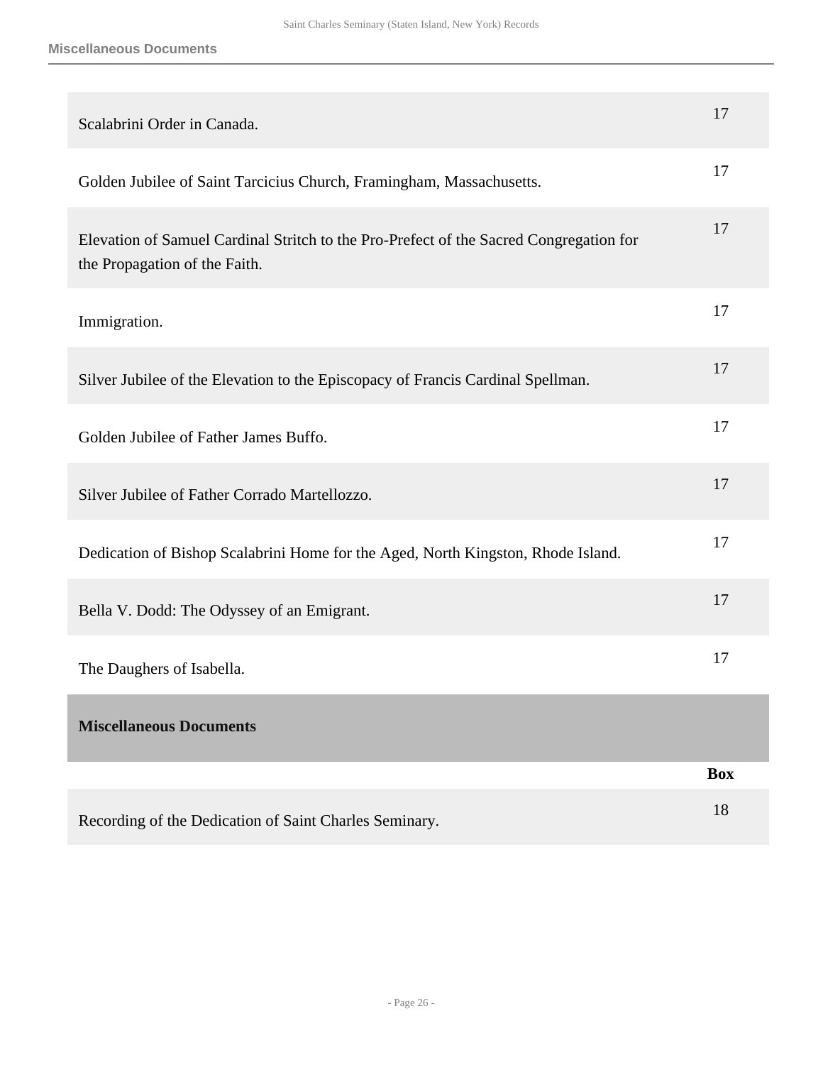| | |
|---|---|
| Scalabrini Order in Canada. | 17 |
| Golden Jubilee of Saint Tarcicius Church, Framingham, Massachusetts. | 17 |
| Elevation of Samuel Cardinal Stritch to the Pro-Prefect of the Sacred Congregation for the Propagation of the Faith. | 17 |
| Immigration. | 17 |
| Silver Jubilee of the Elevation to the Episcopacy of Francis Cardinal Spellman. | 17 |
| Golden Jubilee of Father James Buffo. | 17 |
| Silver Jubilee of Father Corrado Martellozzo. | 17 |
| Dedication of Bishop Scalabrini Home for the Aged, North Kingston, Rhode Island. | 17 |
| Bella V. Dodd: The Odyssey of an Emigrant. | 17 |
| The Daughers of Isabella. | 17 |

## Miscellaneous Documents

| | Box |
|---|---|
| Recording of the Dedication of Saint Charles Seminary. | 18 |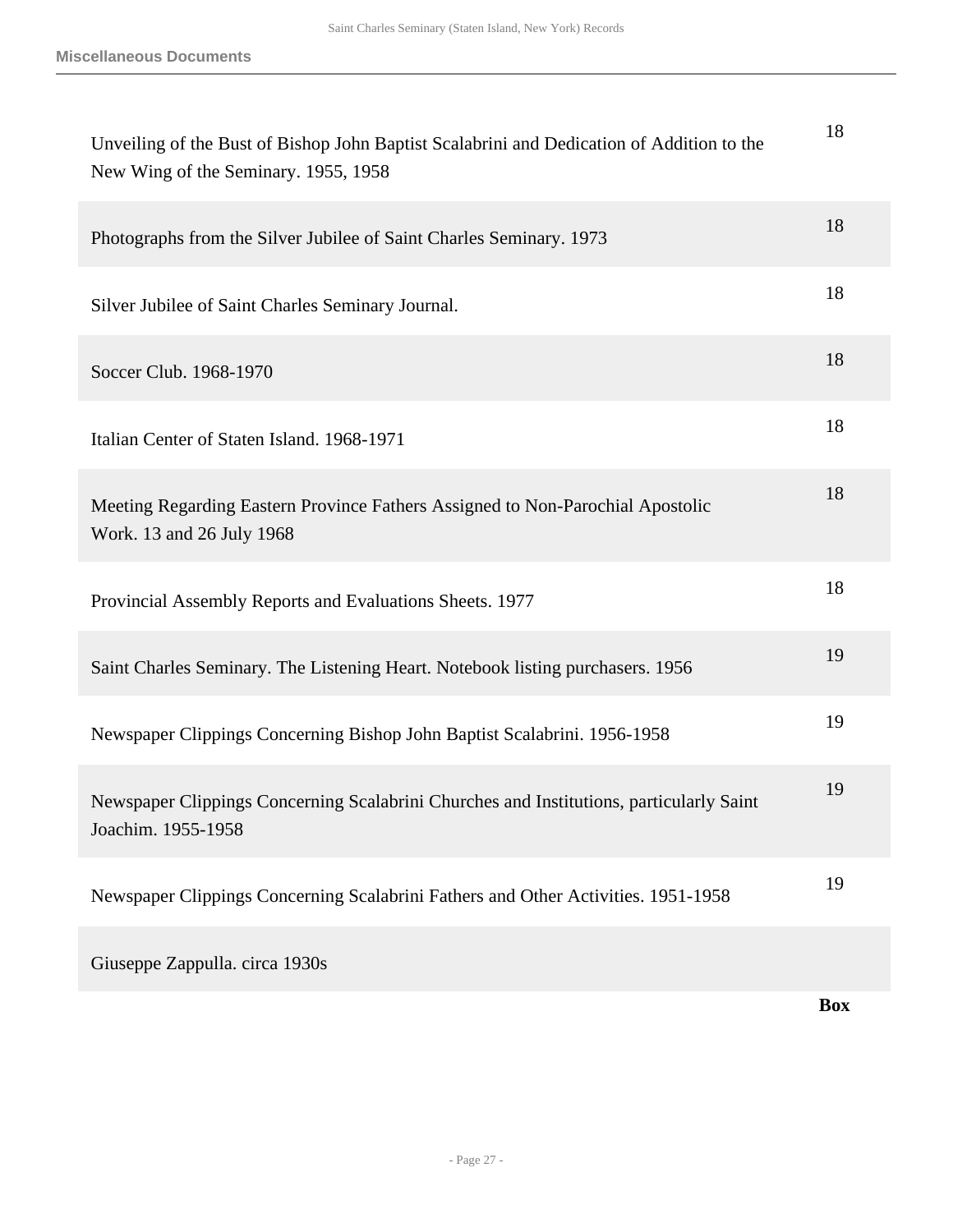| | |
|---|---|
| Unveiling of the Bust of Bishop John Baptist Scalabrini and Dedication of Addition to the New Wing of the Seminary. 1955, 1958 | 18 |
| Photographs from the Silver Jubilee of Saint Charles Seminary. 1973 | 18 |
| Silver Jubilee of Saint Charles Seminary Journal. | 18 |
| Soccer Club. 1968-1970 | 18 |
| Italian Center of Staten Island. 1968-1971 | 18 |
| Meeting Regarding Eastern Province Fathers Assigned to Non-Parochial Apostolic Work. 13 and 26 July 1968 | 18 |
| Provincial Assembly Reports and Evaluations Sheets. 1977 | 18 |
| Saint Charles Seminary. The Listening Heart. Notebook listing purchasers. 1956 | 19 |
| Newspaper Clippings Concerning Bishop John Baptist Scalabrini. 1956-1958 | 19 |
| Newspaper Clippings Concerning Scalabrini Churches and Institutions, particularly Saint Joachim. 1955-1958 | 19 |
| Newspaper Clippings Concerning Scalabrini Fathers and Other Activities. 1951-1958 | 19 |
| Giuseppe Zappulla. circa 1930s | |
| | **Box** |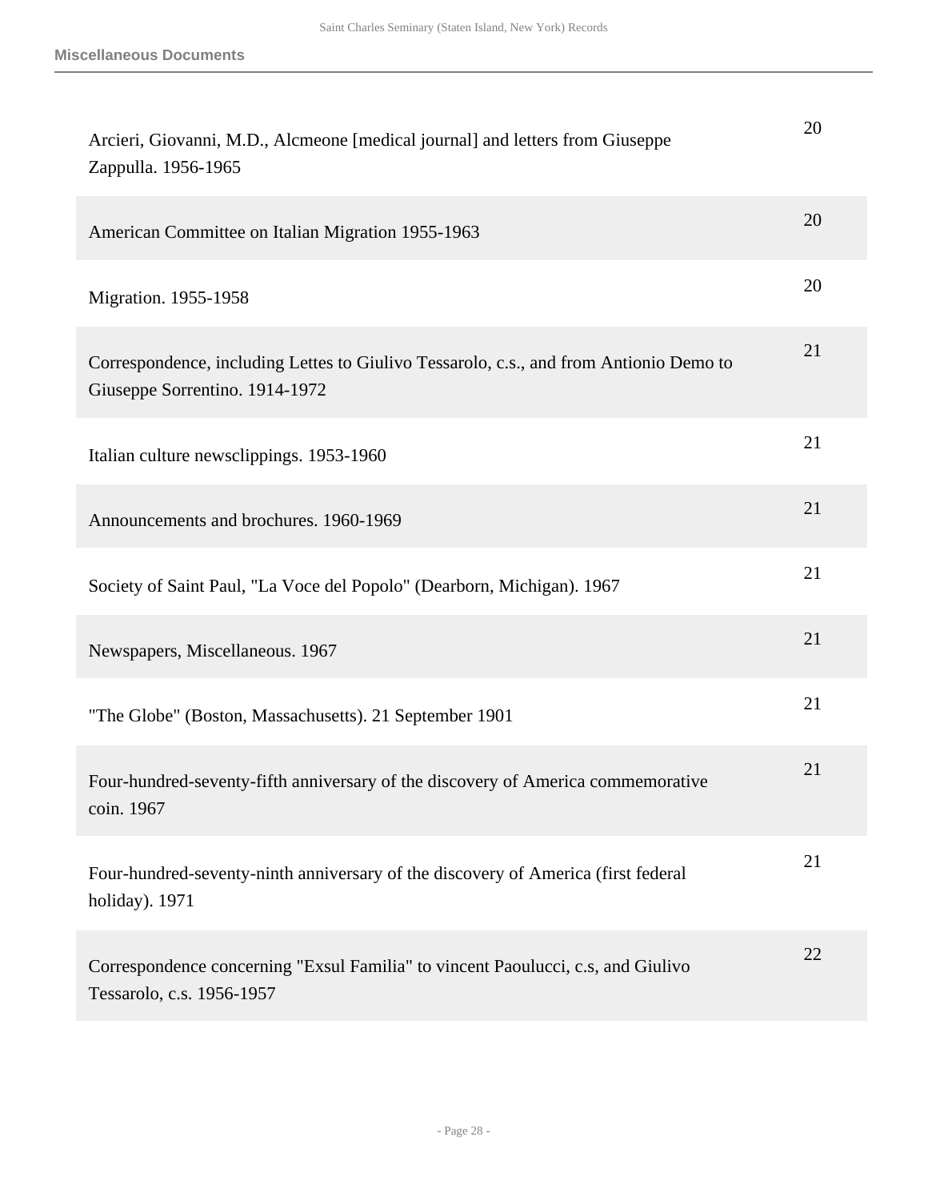| | |
|---|---|
| Arcieri, Giovanni, M.D., Alcmeone [medical journal] and letters from Giuseppe Zappulla. 1956-1965 | 20 |
| American Committee on Italian Migration 1955-1963 | 20 |
| Migration. 1955-1958 | 20 |
| Correspondence, including Lettes to Giulivo Tessarolo, c.s., and from Antionio Demo to Giuseppe Sorrentino. 1914-1972 | 21 |
| Italian culture newsclippings. 1953-1960 | 21 |
| Announcements and brochures. 1960-1969 | 21 |
| Society of Saint Paul, "La Voce del Popolo" (Dearborn, Michigan). 1967 | 21 |
| Newspapers, Miscellaneous. 1967 | 21 |
| "The Globe" (Boston, Massachusetts). 21 September 1901 | 21 |
| Four-hundred-seventy-fifth anniversary of the discovery of America commemorative coin. 1967 | 21 |
| Four-hundred-seventy-ninth anniversary of the discovery of America (first federal holiday). 1971 | 21 |
| Correspondence concerning "Exsul Familia" to vincent Paoulucci, c.s, and Giulivo Tessarolo, c.s. 1956-1957 | 22 |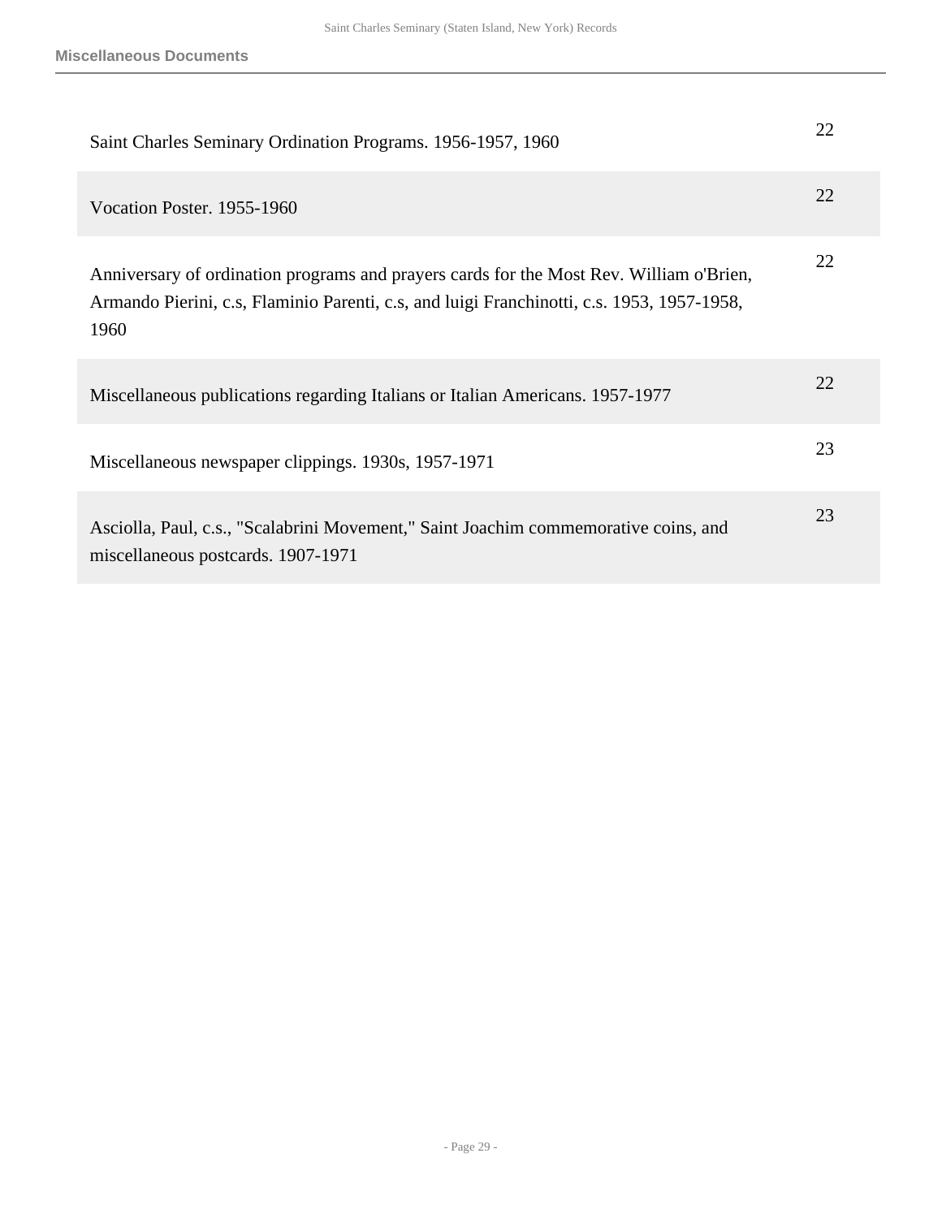## Miscellaneous Documents

| | |
|---|---|
| Saint Charles Seminary Ordination Programs. 1956-1957, 1960 | 22 |
| Vocation Poster. 1955-1960 | 22 |
| Anniversary of ordination programs and prayers cards for the Most Rev. William o'Brien, Armando Pierini, c.s, Flaminio Parenti, c.s, and luigi Franchinotti, c.s. 1953, 1957-1958, 1960 | 22 |
| Miscellaneous publications regarding Italians or Italian Americans. 1957-1977 | 22 |
| Miscellaneous newspaper clippings. 1930s, 1957-1971 | 23 |
| Asciolla, Paul, c.s., "Scalabrini Movement," Saint Joachim commemorative coins, and miscellaneous postcards. 1907-1971 | 23 |